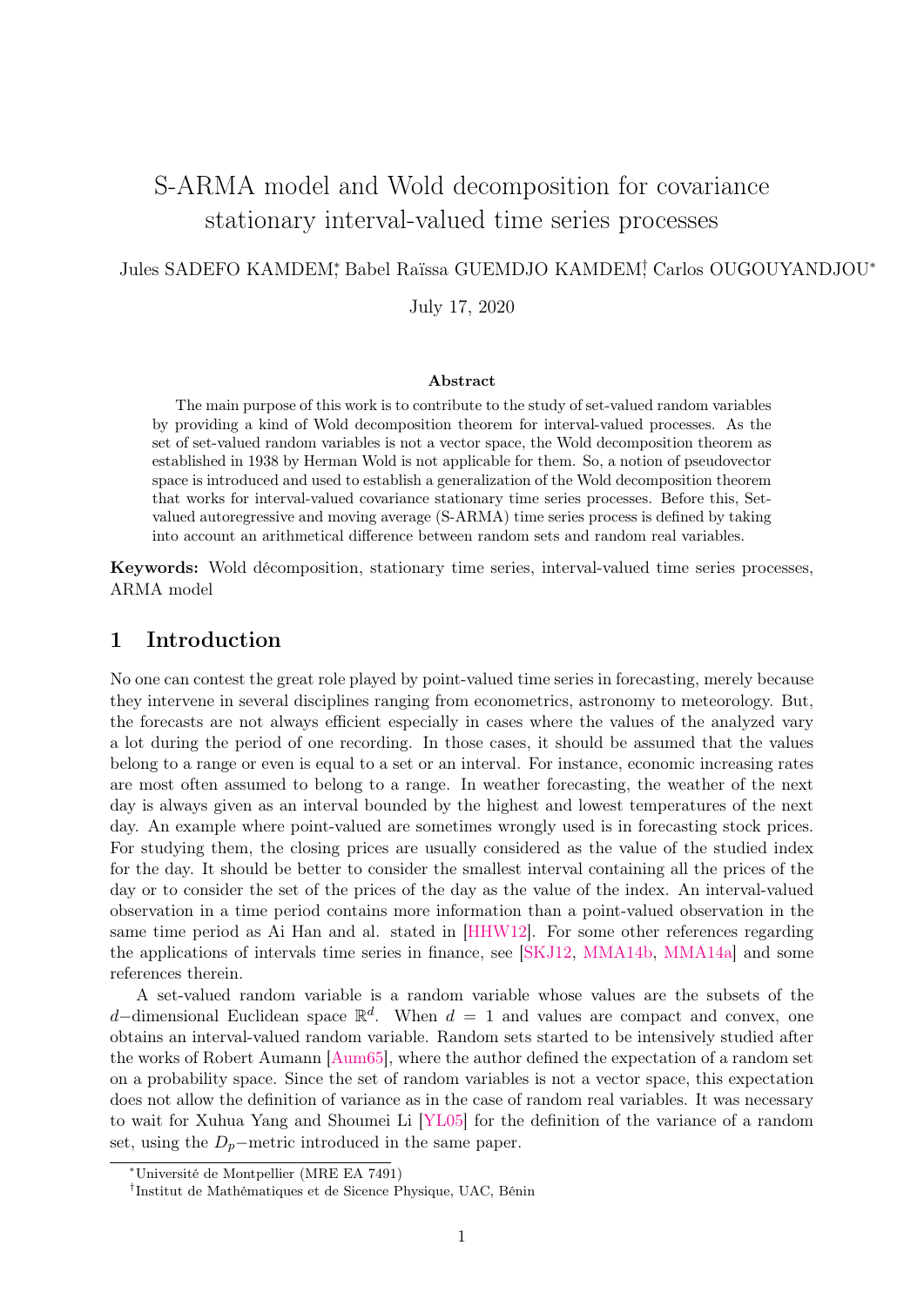# S-ARMA model and Wold decomposition for covariance stationary interval-valued time series processes

Jules SADEFO KAMDEM[*], Babel Raïssa GUEMDJO KAMDEM[†], Carlos OUGOUYANDJOU[*]

July 17, 2020

## Abstract

The main purpose of this work is to contribute to the study of set-valued random variables by providing a kind of Wold decomposition theorem for interval-valued processes. As the set of set-valued random variables is not a vector space, the Wold decomposition theorem as established in 1938 by Herman Wold is not applicable for them. So, a notion of pseudovector space is introduced and used to establish a generalization of the Wold decomposition theorem that works for interval-valued covariance stationary time series processes. Before this, Set-valued autoregressive and moving average (S-ARMA) time series process is defined by taking into account an arithmetical difference between random sets and random real variables.

**Keywords:** Wold décomposition, stationary time series, interval-valued time series processes, ARMA model

## 1 Introduction

No one can contest the great role played by point-valued time series in forecasting, merely because they intervene in several disciplines ranging from econometrics, astronomy to meteorology. But, the forecasts are not always efficient especially in cases where the values of the analyzed vary a lot during the period of one recording. In those cases, it should be assumed that the values belong to a range or even is equal to a set or an interval. For instance, economic increasing rates are most often assumed to belong to a range. In weather forecasting, the weather of the next day is always given as an interval bounded by the highest and lowest temperatures of the next day. An example where point-valued are sometimes wrongly used is in forecasting stock prices. For studying them, the closing prices are usually considered as the value of the studied index for the day. It should be better to consider the smallest interval containing all the prices of the day or to consider the set of the prices of the day as the value of the index. An interval-valued observation in a time period contains more information than a point-valued observation in the same time period as Ai Han and al. stated in [HHW12]. For some other references regarding the applications of intervals time series in finance, see [SKJ12, MMA14b, MMA14a] and some references therein.

A set-valued random variable is a random variable whose values are the subsets of the $d-$dimensional Euclidean space $\mathbb{R}^d$. When $d = 1$ and values are compact and convex, one obtains an interval-valued random variable. Random sets started to be intensively studied after the works of Robert Aumann [Aum65], where the author defined the expectation of a random set on a probability space. Since the set of random variables is not a vector space, this expectation does not allow the definition of variance as in the case of random real variables. It was necessary to wait for Xuhua Yang and Shoumei Li [YL05] for the definition of the variance of a random set, using the $D_p-$metric introduced in the same paper.

[*] Université de Montpellier (MRE EA 7491)

[†] Institut de Mathématiques et de Sicence Physique, UAC, Bénin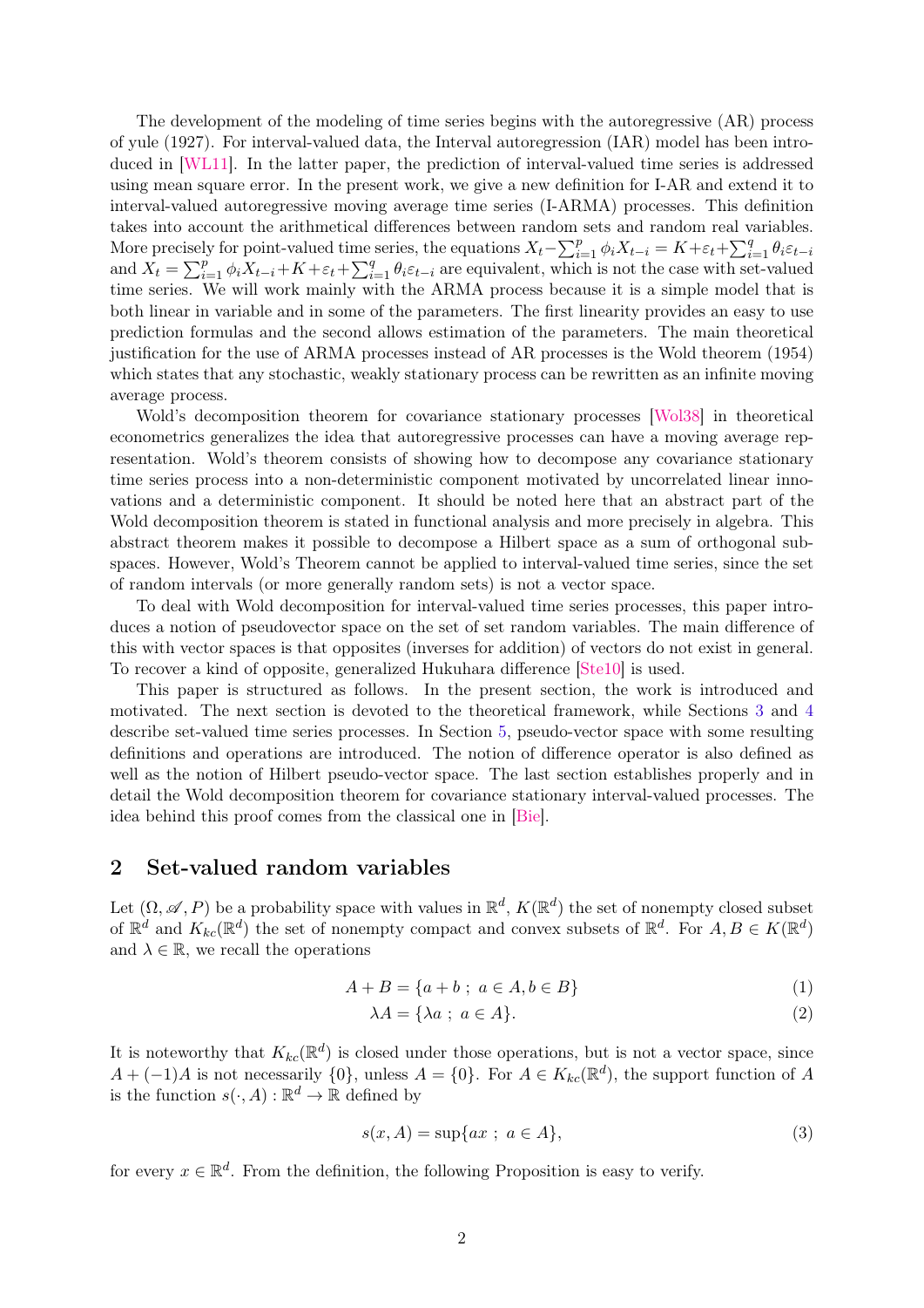The development of the modeling of time series begins with the autoregressive (AR) process of yule (1927). For interval-valued data, the Interval autoregression (IAR) model has been introduced in [WL11]. In the latter paper, the prediction of interval-valued time series is addressed using mean square error. In the present work, we give a new definition for I-AR and extend it to interval-valued autoregressive moving average time series (I-ARMA) processes. This definition takes into account the arithmetical differences between random sets and random real variables. More precisely for point-valued time series, the equations $X_t - \sum_{i=1}^{p} \phi_i X_{t-i} = K + \varepsilon_t + \sum_{i=1}^{q} \theta_i \varepsilon_{t-i}$ and $X_t = \sum_{i=1}^{p} \phi_i X_{t-i} + K + \varepsilon_t + \sum_{i=1}^{q} \theta_i \varepsilon_{t-i}$ are equivalent, which is not the case with set-valued time series. We will work mainly with the ARMA process because it is a simple model that is both linear in variable and in some of the parameters. The first linearity provides an easy to use prediction formulas and the second allows estimation of the parameters. The main theoretical justification for the use of ARMA processes instead of AR processes is the Wold theorem (1954) which states that any stochastic, weakly stationary process can be rewritten as an infinite moving average process.

Wold's decomposition theorem for covariance stationary processes [Wol38] in theoretical econometrics generalizes the idea that autoregressive processes can have a moving average representation. Wold's theorem consists of showing how to decompose any covariance stationary time series process into a non-deterministic component motivated by uncorrelated linear innovations and a deterministic component. It should be noted here that an abstract part of the Wold decomposition theorem is stated in functional analysis and more precisely in algebra. This abstract theorem makes it possible to decompose a Hilbert space as a sum of orthogonal subspaces. However, Wold's Theorem cannot be applied to interval-valued time series, since the set of random intervals (or more generally random sets) is not a vector space.

To deal with Wold decomposition for interval-valued time series processes, this paper introduces a notion of pseudovector space on the set of set random variables. The main difference of this with vector spaces is that opposites (inverses for addition) of vectors do not exist in general. To recover a kind of opposite, generalized Hukuhara difference [Ste10] is used.

This paper is structured as follows. In the present section, the work is introduced and motivated. The next section is devoted to the theoretical framework, while Sections 3 and 4 describe set-valued time series processes. In Section 5, pseudo-vector space with some resulting definitions and operations are introduced. The notion of difference operator is also defined as well as the notion of Hilbert pseudo-vector space. The last section establishes properly and in detail the Wold decomposition theorem for covariance stationary interval-valued processes. The idea behind this proof comes from the classical one in [Bie].

## 2 Set-valued random variables

Let $(\Omega, \mathscr{A}, P)$ be a probability space with values in $\mathbb{R}^d$, $K(\mathbb{R}^d)$ the set of nonempty closed subset of $\mathbb{R}^d$ and $K_{kc}(\mathbb{R}^d)$ the set of nonempty compact and convex subsets of $\mathbb{R}^d$. For $A, B \in K(\mathbb{R}^d)$ and $\lambda \in \mathbb{R}$, we recall the operations

$$A + B = \{a + b \; ; \; a \in A, b \in B\} \tag{1}$$

$$\lambda A = \{\lambda a \; ; \; a \in A\}. \tag{2}$$

It is noteworthy that $K_{kc}(\mathbb{R}^d)$ is closed under those operations, but is not a vector space, since $A + (-1)A$ is not necessarily $\{0\}$, unless $A = \{0\}$. For $A \in K_{kc}(\mathbb{R}^d)$, the support function of $A$ is the function $s(\cdot, A) : \mathbb{R}^d \to \mathbb{R}$ defined by

$$s(x, A) = \sup\{ax \; ; \; a \in A\}, \tag{3}$$

for every $x \in \mathbb{R}^d$. From the definition, the following Proposition is easy to verify.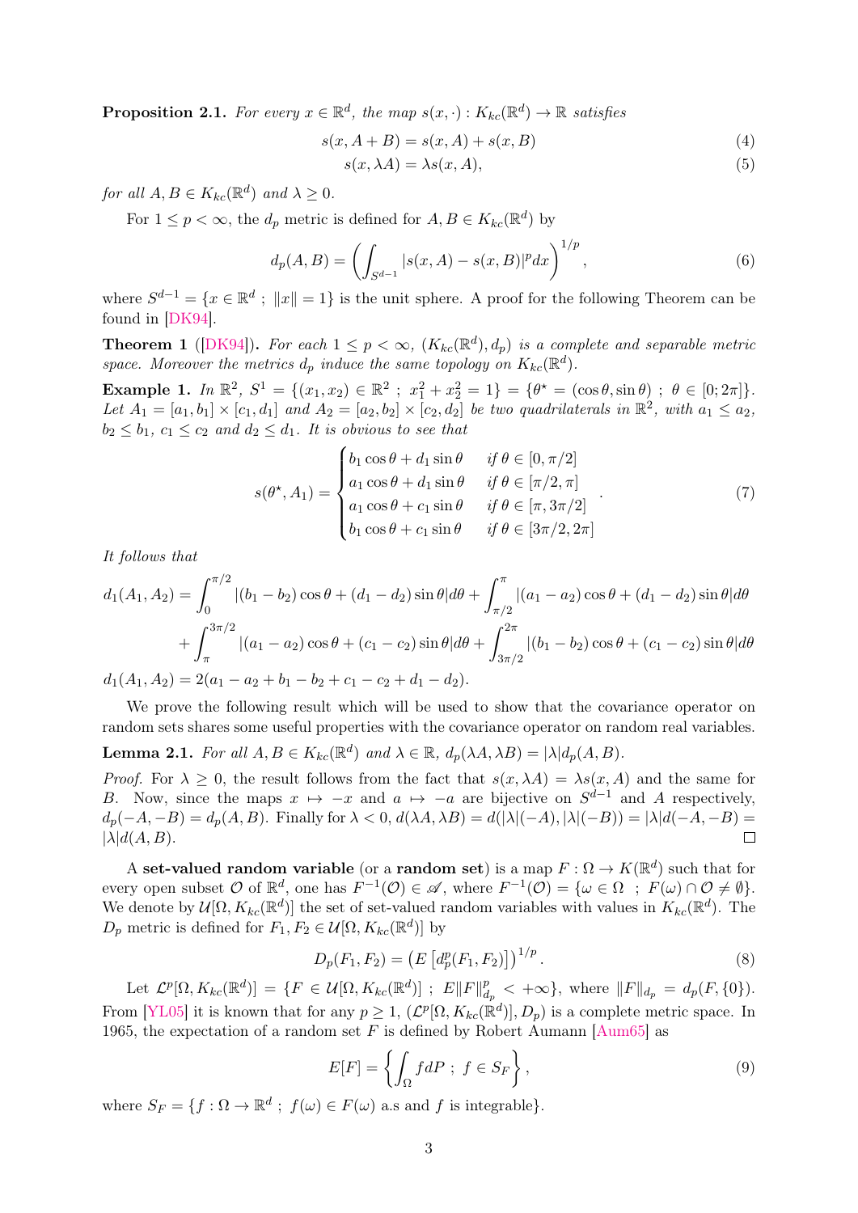**Proposition 2.1.** *For every $x \in \mathbb{R}^d$, the map $s(x, \cdot) : K_{kc}(\mathbb{R}^d) \to \mathbb{R}$ satisfies*

$$s(x, A + B) = s(x, A) + s(x, B) \tag{4}$$

$$s(x, \lambda A) = \lambda s(x, A), \tag{5}$$

*for all $A, B \in K_{kc}(\mathbb{R}^d)$ and $\lambda \geq 0$.*

For $1 \leq p < \infty$, the $d_p$ metric is defined for $A, B \in K_{kc}(\mathbb{R}^d)$ by

$$d_p(A, B) = \left( \int_{S^{d-1}} |s(x, A) - s(x, B)|^p dx \right)^{1/p}, \tag{6}$$

where $S^{d-1} = \{x \in \mathbb{R}^d \ ; \ \|x\| = 1\}$ is the unit sphere. A proof for the following Theorem can be found in [DK94].

**Theorem 1** ([DK94]). *For each $1 \leq p < \infty$, $(K_{kc}(\mathbb{R}^d), d_p)$ is a complete and separable metric space. Moreover the metrics $d_p$ induce the same topology on $K_{kc}(\mathbb{R}^d)$.*

**Example 1.** *In $\mathbb{R}^2$, $S^1 = \{(x_1, x_2) \in \mathbb{R}^2 \ ; \ x_1^2 + x_2^2 = 1\} = \{\theta^\star = (\cos\theta, \sin\theta) \ ; \ \theta \in [0; 2\pi]\}$. Let $A_1 = [a_1, b_1] \times [c_1, d_1]$ and $A_2 = [a_2, b_2] \times [c_2, d_2]$ be two quadrilaterals in $\mathbb{R}^2$, with $a_1 \leq a_2$, $b_2 \leq b_1$, $c_1 \leq c_2$ and $d_2 \leq d_1$. It is obvious to see that*

$$s(\theta^\star, A_1) = \begin{cases} b_1 \cos\theta + d_1 \sin\theta & \text{if } \theta \in [0, \pi/2] \\ a_1 \cos\theta + d_1 \sin\theta & \text{if } \theta \in [\pi/2, \pi] \\ a_1 \cos\theta + c_1 \sin\theta & \text{if } \theta \in [\pi, 3\pi/2] \\ b_1 \cos\theta + c_1 \sin\theta & \text{if } \theta \in [3\pi/2, 2\pi] \end{cases}. \tag{7}$$

*It follows that*

$$\begin{aligned} d_1(A_1, A_2) = &\int_0^{\pi/2} |(b_1 - b_2)\cos\theta + (d_1 - d_2)\sin\theta| d\theta + \int_{\pi/2}^{\pi} |(a_1 - a_2)\cos\theta + (d_1 - d_2)\sin\theta| d\theta \\ &+ \int_{\pi}^{3\pi/2} |(a_1 - a_2)\cos\theta + (c_1 - c_2)\sin\theta| d\theta + \int_{3\pi/2}^{2\pi} |(b_1 - b_2)\cos\theta + (c_1 - c_2)\sin\theta| d\theta \end{aligned}$$

$$d_1(A_1, A_2) = 2(a_1 - a_2 + b_1 - b_2 + c_1 - c_2 + d_1 - d_2).$$

We prove the following result which will be used to show that the covariance operator on random sets shares some useful properties with the covariance operator on random real variables.

**Lemma 2.1.** *For all $A, B \in K_{kc}(\mathbb{R}^d)$ and $\lambda \in \mathbb{R}$, $d_p(\lambda A, \lambda B) = |\lambda| d_p(A, B)$.*

*Proof.* For $\lambda \geq 0$, the result follows from the fact that $s(x, \lambda A) = \lambda s(x, A)$ and the same for $B$. Now, since the maps $x \mapsto -x$ and $a \mapsto -a$ are bijective on $S^{d-1}$ and $A$ respectively, $d_p(-A, -B) = d_p(A, B)$. Finally for $\lambda < 0$, $d(\lambda A, \lambda B) = d(|\lambda|(-A), |\lambda|(-B)) = |\lambda| d(-A, -B) = |\lambda| d(A, B)$. ◻

A **set-valued random variable** (or a **random set**) is a map $F : \Omega \to K(\mathbb{R}^d)$ such that for every open subset $\mathcal{O}$ of $\mathbb{R}^d$, one has $F^{-1}(\mathcal{O}) \in \mathscr{A}$, where $F^{-1}(\mathcal{O}) = \{\omega \in \Omega \ ; \ F(\omega) \cap \mathcal{O} \neq \emptyset\}$. We denote by $\mathcal{U}[\Omega, K_{kc}(\mathbb{R}^d)]$ the set of set-valued random variables with values in $K_{kc}(\mathbb{R}^d)$. The $D_p$ metric is defined for $F_1, F_2 \in \mathcal{U}[\Omega, K_{kc}(\mathbb{R}^d)]$ by

$$D_p(F_1, F_2) = \left( E\left[ d_p^p(F_1, F_2) \right] \right)^{1/p}. \tag{8}$$

Let $\mathcal{L}^p[\Omega, K_{kc}(\mathbb{R}^d)] = \{F \in \mathcal{U}[\Omega, K_{kc}(\mathbb{R}^d)] \ ; \ E\|F\|_{d_p}^p < +\infty\}$, where $\|F\|_{d_p} = d_p(F, \{0\})$. From [YL05] it is known that for any $p \geq 1$, $(\mathcal{L}^p[\Omega, K_{kc}(\mathbb{R}^d)], D_p)$ is a complete metric space. In 1965, the expectation of a random set $F$ is defined by Robert Aumann [Aum65] as

$$E[F] = \left\{ \int_\Omega f dP \ ; \ f \in S_F \right\}, \tag{9}$$

where $S_F = \{f : \Omega \to \mathbb{R}^d \ ; \ f(\omega) \in F(\omega) \text{ a.s and } f \text{ is integrable}\}$.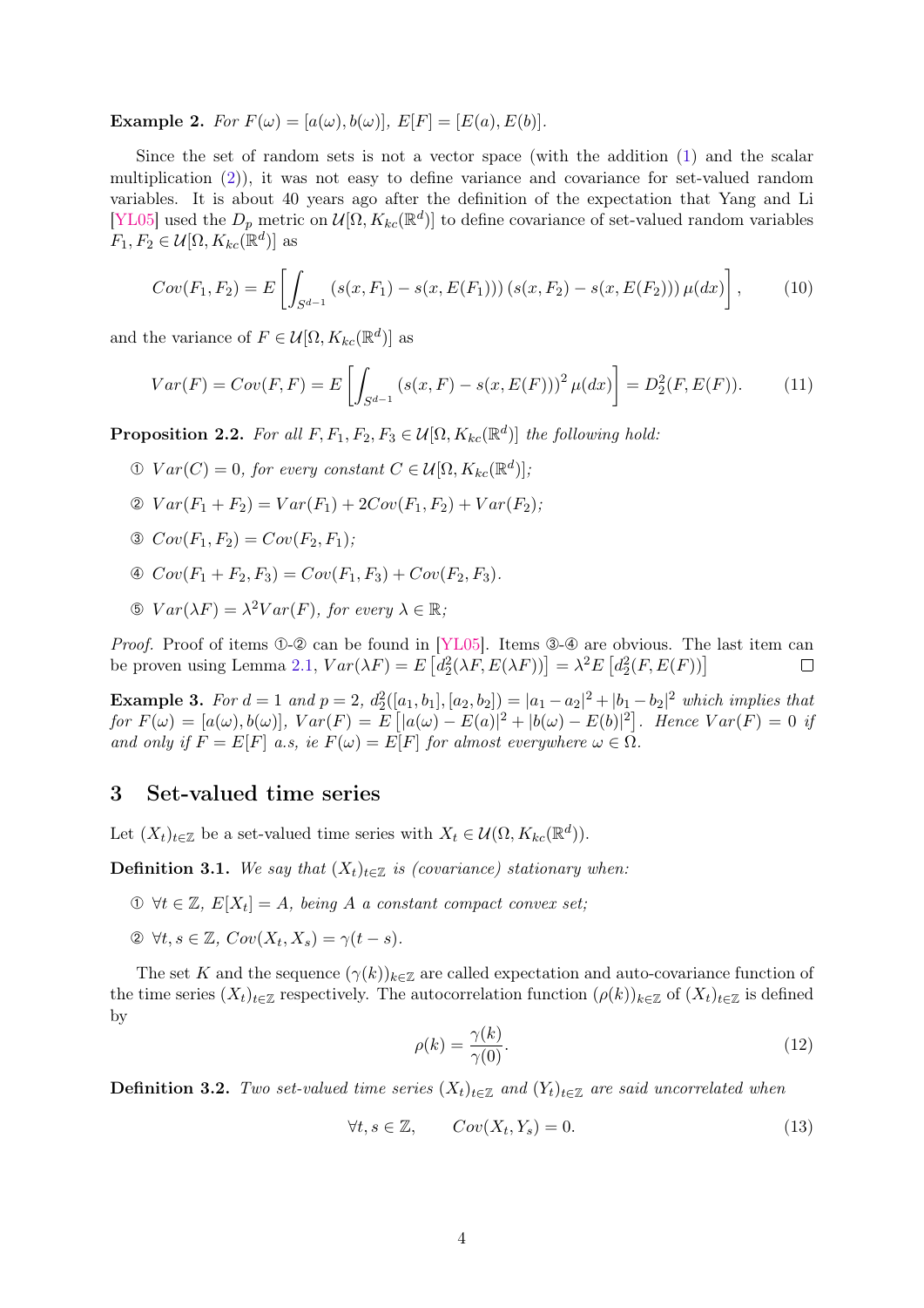**Example 2.** *For $F(\omega) = [a(\omega), b(\omega)]$, $E[F] = [E(a), E(b)]$.*

Since the set of random sets is not a vector space (with the addition (1) and the scalar multiplication (2)), it was not easy to define variance and covariance for set-valued random variables. It is about 40 years ago after the definition of the expectation that Yang and Li [YL05] used the $D_p$ metric on $\mathcal{U}[\Omega, K_{kc}(\mathbb{R}^d)]$ to define covariance of set-valued random variables $F_1, F_2 \in \mathcal{U}[\Omega, K_{kc}(\mathbb{R}^d)]$ as

$$Cov(F_1, F_2) = E\left[\int_{S^{d-1}} \left(s(x, F_1) - s(x, E(F_1))\right)\left(s(x, F_2) - s(x, E(F_2))\right)\mu(dx)\right], \tag{10}$$

and the variance of $F \in \mathcal{U}[\Omega, K_{kc}(\mathbb{R}^d)]$ as

$$Var(F) = Cov(F, F) = E\left[\int_{S^{d-1}} \left(s(x, F) - s(x, E(F))\right)^2 \mu(dx)\right] = D_2^2(F, E(F)). \tag{11}$$

**Proposition 2.2.** *For all $F, F_1, F_2, F_3 \in \mathcal{U}[\Omega, K_{kc}(\mathbb{R}^d)]$ the following hold:*

① $Var(C) = 0$, *for every constant $C \in \mathcal{U}[\Omega, K_{kc}(\mathbb{R}^d)]$;*

② $Var(F_1 + F_2) = Var(F_1) + 2Cov(F_1, F_2) + Var(F_2)$*;*

③ $Cov(F_1, F_2) = Cov(F_2, F_1)$*;*

④ $Cov(F_1 + F_2, F_3) = Cov(F_1, F_3) + Cov(F_2, F_3)$.

⑤ $Var(\lambda F) = \lambda^2 Var(F)$, *for every $\lambda \in \mathbb{R}$;*

*Proof.* Proof of items ①-② can be found in [YL05]. Items ③-④ are obvious. The last item can be proven using Lemma 2.1, $Var(\lambda F) = E\left[d_2^2(\lambda F, E(\lambda F))\right] = \lambda^2 E\left[d_2^2(F, E(F))\right]$ □

**Example 3.** *For $d = 1$ and $p = 2$, $d_2^2([a_1, b_1], [a_2, b_2]) = |a_1 - a_2|^2 + |b_1 - b_2|^2$ which implies that for $F(\omega) = [a(\omega), b(\omega)]$, $Var(F) = E\left[|a(\omega) - E(a)|^2 + |b(\omega) - E(b)|^2\right]$. Hence $Var(F) = 0$ if and only if $F = E[F]$ a.s, ie $F(\omega) = E[F]$ for almost everywhere $\omega \in \Omega$.*

# 3 Set-valued time series

Let $(X_t)_{t\in\mathbb{Z}}$ be a set-valued time series with $X_t \in \mathcal{U}(\Omega, K_{kc}(\mathbb{R}^d))$.

**Definition 3.1.** *We say that $(X_t)_{t\in\mathbb{Z}}$ is (covariance) stationary when:*

① $\forall t \in \mathbb{Z}$, $E[X_t] = A$, *being $A$ a constant compact convex set;*

② $\forall t, s \in \mathbb{Z}$, $Cov(X_t, X_s) = \gamma(t - s)$.

The set $K$ and the sequence $(\gamma(k))_{k\in\mathbb{Z}}$ are called expectation and auto-covariance function of the time series $(X_t)_{t\in\mathbb{Z}}$ respectively. The autocorrelation function $(\rho(k))_{k\in\mathbb{Z}}$ of $(X_t)_{t\in\mathbb{Z}}$ is defined by

$$\rho(k) = \frac{\gamma(k)}{\gamma(0)}. \tag{12}$$

**Definition 3.2.** *Two set-valued time series $(X_t)_{t\in\mathbb{Z}}$ and $(Y_t)_{t\in\mathbb{Z}}$ are said uncorrelated when*

$$\forall t, s \in \mathbb{Z}, \qquad Cov(X_t, Y_s) = 0. \tag{13}$$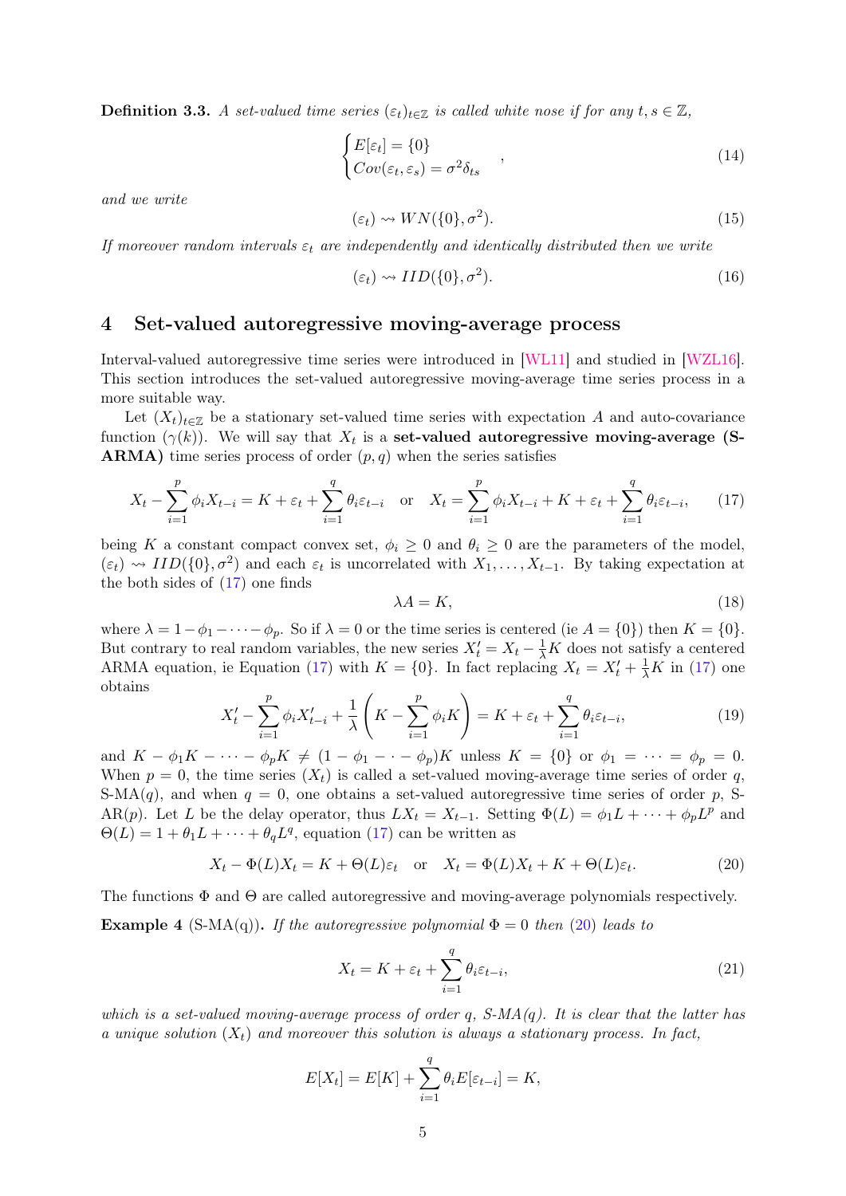**Definition 3.3.** *A set-valued time series $(\varepsilon_t)_{t\in\mathbb{Z}}$ is called white nose if for any $t, s \in \mathbb{Z}$,*

$$\begin{cases} E[\varepsilon_t] = \{0\} \\ Cov(\varepsilon_t, \varepsilon_s) = \sigma^2 \delta_{ts} \end{cases}, \tag{14}$$

*and we write*

$$(\varepsilon_t) \rightsquigarrow WN(\{0\}, \sigma^2). \tag{15}$$

*If moreover random intervals $\varepsilon_t$ are independently and identically distributed then we write*

$$(\varepsilon_t) \rightsquigarrow IID(\{0\}, \sigma^2). \tag{16}$$

## 4 Set-valued autoregressive moving-average process

Interval-valued autoregressive time series were introduced in [WL11] and studied in [WZL16]. This section introduces the set-valued autoregressive moving-average time series process in a more suitable way.

Let $(X_t)_{t\in\mathbb{Z}}$ be a stationary set-valued time series with expectation $A$ and auto-covariance function $(\gamma(k))$. We will say that $X_t$ is a **set-valued autoregressive moving-average (S-ARMA)** time series process of order $(p, q)$ when the series satisfies

$$X_t - \sum_{i=1}^{p} \phi_i X_{t-i} = K + \varepsilon_t + \sum_{i=1}^{q} \theta_i \varepsilon_{t-i} \quad \text{or} \quad X_t = \sum_{i=1}^{p} \phi_i X_{t-i} + K + \varepsilon_t + \sum_{i=1}^{q} \theta_i \varepsilon_{t-i}, \tag{17}$$

being $K$ a constant compact convex set, $\phi_i \geq 0$ and $\theta_i \geq 0$ are the parameters of the model, $(\varepsilon_t) \rightsquigarrow IID(\{0\}, \sigma^2)$ and each $\varepsilon_t$ is uncorrelated with $X_1, \ldots, X_{t-1}$. By taking expectation at the both sides of (17) one finds

$$\lambda A = K, \tag{18}$$

where $\lambda = 1 - \phi_1 - \cdots - \phi_p$. So if $\lambda = 0$ or the time series is centered (ie $A = \{0\}$) then $K = \{0\}$. But contrary to real random variables, the new series $X_t' = X_t - \frac{1}{\lambda}K$ does not satisfy a centered ARMA equation, ie Equation (17) with $K = \{0\}$. In fact replacing $X_t = X_t' + \frac{1}{\lambda}K$ in (17) one obtains

$$X_t' - \sum_{i=1}^{p} \phi_i X_{t-i}' + \frac{1}{\lambda}\left(K - \sum_{i=1}^{p} \phi_i K\right) = K + \varepsilon_t + \sum_{i=1}^{q} \theta_i \varepsilon_{t-i}, \tag{19}$$

and $K - \phi_1 K - \cdots - \phi_p K \neq (1 - \phi_1 - \cdot - \phi_p)K$ unless $K = \{0\}$ or $\phi_1 = \cdots = \phi_p = 0$. When $p = 0$, the time series $(X_t)$ is called a set-valued moving-average time series of order $q$, S-MA($q$), and when $q = 0$, one obtains a set-valued autoregressive time series of order $p$, S-AR($p$). Let $L$ be the delay operator, thus $LX_t = X_{t-1}$. Setting $\Phi(L) = \phi_1 L + \cdots + \phi_p L^p$ and $\Theta(L) = 1 + \theta_1 L + \cdots + \theta_q L^q$, equation (17) can be written as

$$X_t - \Phi(L)X_t = K + \Theta(L)\varepsilon_t \quad \text{or} \quad X_t = \Phi(L)X_t + K + \Theta(L)\varepsilon_t. \tag{20}$$

The functions $\Phi$ and $\Theta$ are called autoregressive and moving-average polynomials respectively.

**Example 4** (S-MA(q))**.** *If the autoregressive polynomial $\Phi = 0$ then (20) leads to*

$$X_t = K + \varepsilon_t + \sum_{i=1}^{q} \theta_i \varepsilon_{t-i}, \tag{21}$$

*which is a set-valued moving-average process of order q, S-MA(q). It is clear that the latter has a unique solution $(X_t)$ and moreover this solution is always a stationary process. In fact,*

$$E[X_t] = E[K] + \sum_{i=1}^{q} \theta_i E[\varepsilon_{t-i}] = K,$$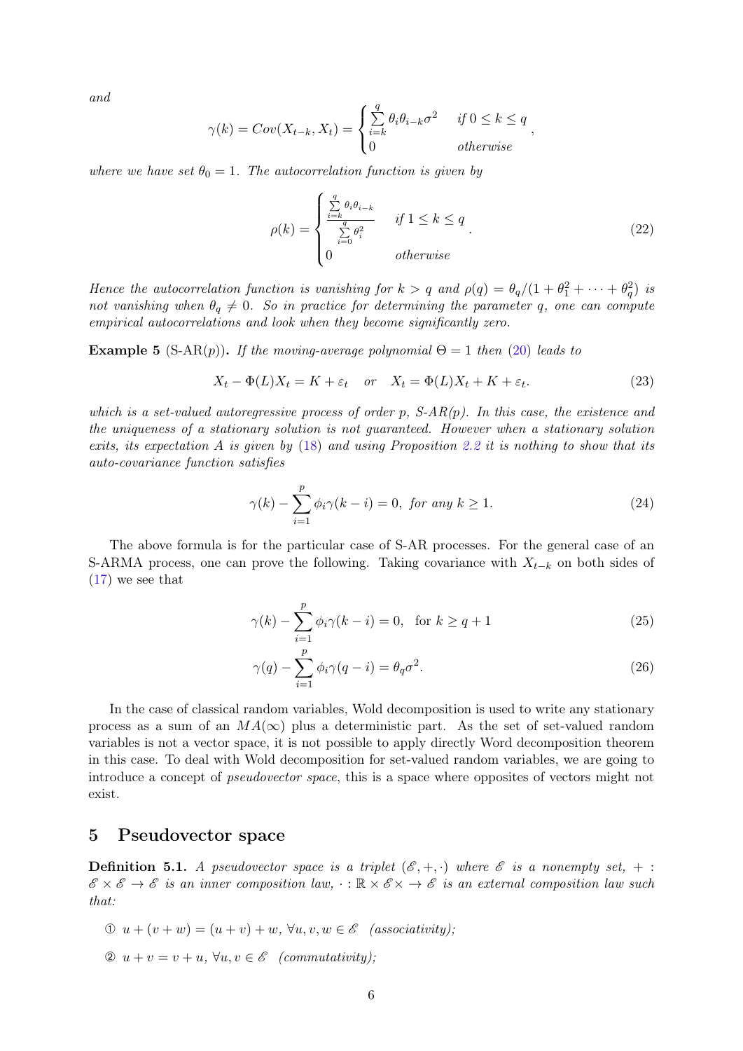*and*

$$\gamma(k) = Cov(X_{t-k}, X_t) = \begin{cases} \sum\limits_{i=k}^{q} \theta_i \theta_{i-k} \sigma^2 & \text{if } 0 \le k \le q \\ 0 & \text{otherwise} \end{cases},$$

*where we have set* $\theta_0 = 1$. *The autocorrelation function is given by*

$$\rho(k) = \begin{cases} \dfrac{\sum\limits_{i=k}^{q} \theta_i \theta_{i-k}}{\sum\limits_{i=0}^{q} \theta_i^2} & \text{if } 1 \le k \le q \\ 0 & \text{otherwise} \end{cases}. \tag{22}$$

*Hence the autocorrelation function is vanishing for* $k > q$ *and* $\rho(q) = \theta_q/(1 + \theta_1^2 + \cdots + \theta_q^2)$ *is not vanishing when* $\theta_q \neq 0$. *So in practice for determining the parameter* $q$, *one can compute empirical autocorrelations and look when they become significantly zero.*

**Example 5** (S-AR($p$)). *If the moving-average polynomial* $\Theta = 1$ *then* (20) *leads to*

$$X_t - \Phi(L)X_t = K + \varepsilon_t \quad or \quad X_t = \Phi(L)X_t + K + \varepsilon_t. \tag{23}$$

*which is a set-valued autoregressive process of order* $p$, *S-AR(p). In this case, the existence and the uniqueness of a stationary solution is not guaranteed. However when a stationary solution exits, its expectation* $A$ *is given by* (18) *and using Proposition 2.2 it is nothing to show that its auto-covariance function satisfies*

$$\gamma(k) - \sum_{i=1}^{p} \phi_i \gamma(k-i) = 0, \text{ for any } k \ge 1. \tag{24}$$

The above formula is for the particular case of S-AR processes. For the general case of an S-ARMA process, one can prove the following. Taking covariance with $X_{t-k}$ on both sides of (17) we see that

$$\gamma(k) - \sum_{i=1}^{p} \phi_i \gamma(k-i) = 0, \quad \text{for } k \ge q+1 \tag{25}$$

$$\gamma(q) - \sum_{i=1}^{p} \phi_i \gamma(q-i) = \theta_q \sigma^2. \tag{26}$$

In the case of classical random variables, Wold decomposition is used to write any stationary process as a sum of an $MA(\infty)$ plus a deterministic part. As the set of set-valued random variables is not a vector space, it is not possible to apply directly Word decomposition theorem in this case. To deal with Wold decomposition for set-valued random variables, we are going to introduce a concept of *pseudovector space*, this is a space where opposites of vectors might not exist.

## 5 Pseudovector space

**Definition 5.1.** *A pseudovector space is a triplet* $(\mathscr{E}, +, \cdot)$ *where* $\mathscr{E}$ *is a nonempty set,* $+ : \mathscr{E} \times \mathscr{E} \to \mathscr{E}$ *is an inner composition law,* $\cdot : \mathbb{R} \times \mathscr{E} \times \to \mathscr{E}$ *is an external composition law such that:*

① $u + (v + w) = (u + v) + w, \forall u, v, w \in \mathscr{E}$ *(associativity);*

② $u + v = v + u, \forall u, v \in \mathscr{E}$ *(commutativity);*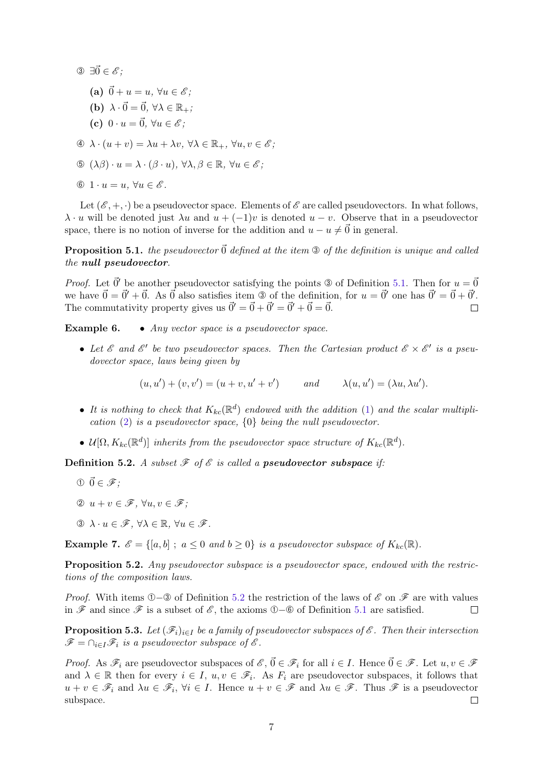③ $\exists \vec{0} \in \mathscr{E}$;

- **(a)** $\vec{0} + u = u$, $\forall u \in \mathscr{E}$;
- **(b)** $\lambda \cdot \vec{0} = \vec{0}$, $\forall \lambda \in \mathbb{R}_+$;
- **(c)** $0 \cdot u = \vec{0}$, $\forall u \in \mathscr{E}$;

④ $\lambda \cdot (u + v) = \lambda u + \lambda v$, $\forall \lambda \in \mathbb{R}_+$, $\forall u, v \in \mathscr{E}$;

⑤ $(\lambda\beta) \cdot u = \lambda \cdot (\beta \cdot u)$, $\forall \lambda, \beta \in \mathbb{R}$, $\forall u \in \mathscr{E}$;

⑥ $1 \cdot u = u$, $\forall u \in \mathscr{E}$.

Let $(\mathscr{E}, +, \cdot)$ be a pseudovector space. Elements of $\mathscr{E}$ are called pseudovectors. In what follows, $\lambda \cdot u$ will be denoted just $\lambda u$ and $u + (-1)v$ is denoted $u - v$. Observe that in a pseudovector space, there is no notion of inverse for the addition and $u - u \neq \vec{0}$ in general.

**Proposition 5.1.** *the pseudovector $\vec{0}$ defined at the item ③ of the definition is unique and called the* ***null pseudovector****.*

*Proof.* Let $\vec{0}'$ be another pseudovector satisfying the points ③ of Definition 5.1. Then for $u = \vec{0}$ we have $\vec{0} = \vec{0}' + \vec{0}$. As $\vec{0}$ also satisfies item ③ of the definition, for $u = \vec{0}'$ one has $\vec{0}' = \vec{0} + \vec{0}'$. The commutativity property gives us $\vec{0}' = \vec{0} + \vec{0}' = \vec{0}' + \vec{0} = \vec{0}$. □

**Example 6.**

- *Any vector space is a pseudovector space.*
- *Let $\mathscr{E}$ and $\mathscr{E}'$ be two pseudovector spaces. Then the Cartesian product $\mathscr{E} \times \mathscr{E}'$ is a pseudovector space, laws being given by*

$$(u, u') + (v, v') = (u + v, u' + v') \qquad \text{and} \qquad \lambda(u, u') = (\lambda u, \lambda u').$$

- *It is nothing to check that $K_{kc}(\mathbb{R}^d)$ endowed with the addition (1) and the scalar multiplication (2) is a pseudovector space, $\{0\}$ being the null pseudovector.*
- *$\mathcal{U}[\Omega, K_{kc}(\mathbb{R}^d)]$ inherits from the pseudovector space structure of $K_{kc}(\mathbb{R}^d)$.*

**Definition 5.2.** *A subset $\mathscr{F}$ of $\mathscr{E}$ is called a* ***pseudovector subspace*** *if:*

① $\vec{0} \in \mathscr{F}$;

② $u + v \in \mathscr{F}$, $\forall u, v \in \mathscr{F}$;

③ $\lambda \cdot u \in \mathscr{F}$, $\forall \lambda \in \mathbb{R}$, $\forall u \in \mathscr{F}$.

**Example 7.** *$\mathscr{E} = \{[a, b]\ ;\ a \leq 0 \text{ and } b \geq 0\}$ is a pseudovector subspace of $K_{kc}(\mathbb{R})$.*

**Proposition 5.2.** *Any pseudovector subspace is a pseudovector space, endowed with the restrictions of the composition laws.*

*Proof.* With items ①–③ of Definition 5.2 the restriction of the laws of $\mathscr{E}$ on $\mathscr{F}$ are with values in $\mathscr{F}$ and since $\mathscr{F}$ is a subset of $\mathscr{E}$, the axioms ①–⑥ of Definition 5.1 are satisfied. □

**Proposition 5.3.** *Let $(\mathscr{F}_i)_{i \in I}$ be a family of pseudovector subspaces of $\mathscr{E}$. Then their intersection $\mathscr{F} = \cap_{i \in I} \mathscr{F}_i$ is a pseudovector subspace of $\mathscr{E}$.*

*Proof.* As $\mathscr{F}_i$ are pseudovector subspaces of $\mathscr{E}$, $\vec{0} \in \mathscr{F}_i$ for all $i \in I$. Hence $\vec{0} \in \mathscr{F}$. Let $u, v \in \mathscr{F}$ and $\lambda \in \mathbb{R}$ then for every $i \in I$, $u, v \in \mathscr{F}_i$. As $F_i$ are pseudovector subspaces, it follows that $u + v \in \mathscr{F}_i$ and $\lambda u \in \mathscr{F}_i$, $\forall i \in I$. Hence $u + v \in \mathscr{F}$ and $\lambda u \in \mathscr{F}$. Thus $\mathscr{F}$ is a pseudovector subspace. □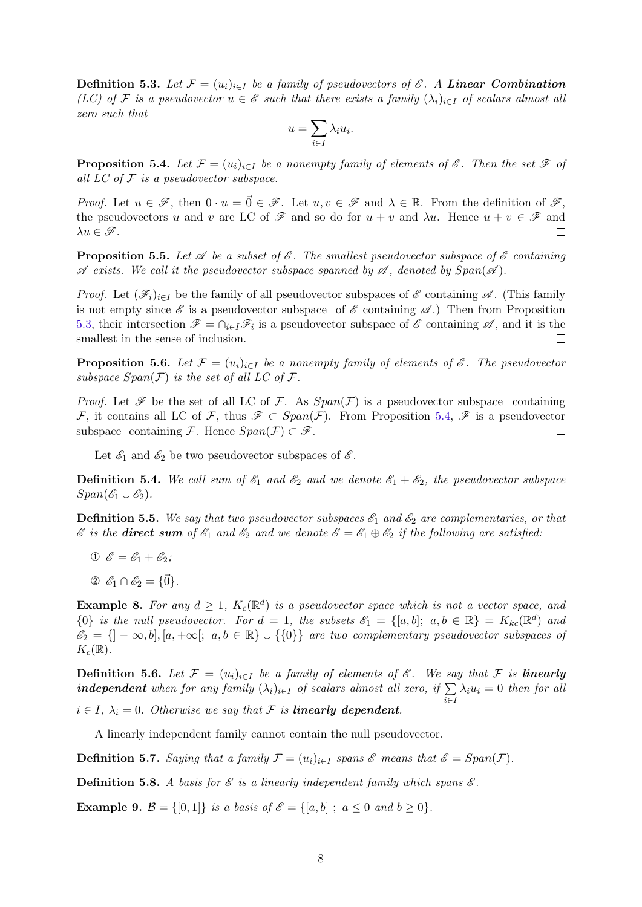**Definition 5.3.** *Let $\mathcal{F} = (u_i)_{i\in I}$ be a family of pseudovectors of $\mathscr{E}$. A **Linear Combination** (LC) of $\mathcal{F}$ is a pseudovector $u \in \mathscr{E}$ such that there exists a family $(\lambda_i)_{i\in I}$ of scalars almost all zero such that*

$$u = \sum_{i\in I} \lambda_i u_i.$$

**Proposition 5.4.** *Let $\mathcal{F} = (u_i)_{i\in I}$ be a nonempty family of elements of $\mathscr{E}$. Then the set $\mathscr{F}$ of all LC of $\mathcal{F}$ is a pseudovector subspace.*

*Proof.* Let $u \in \mathscr{F}$, then $0 \cdot u = \vec{0} \in \mathscr{F}$. Let $u, v \in \mathscr{F}$ and $\lambda \in \mathbb{R}$. From the definition of $\mathscr{F}$, the pseudovectors $u$ and $v$ are LC of $\mathscr{F}$ and so do for $u + v$ and $\lambda u$. Hence $u + v \in \mathscr{F}$ and $\lambda u \in \mathscr{F}$. □

**Proposition 5.5.** *Let $\mathscr{A}$ be a subset of $\mathscr{E}$. The smallest pseudovector subspace of $\mathscr{E}$ containing $\mathscr{A}$ exists. We call it the pseudovector subspace spanned by $\mathscr{A}$, denoted by $Span(\mathscr{A})$.*

*Proof.* Let $(\mathscr{F}_i)_{i\in I}$ be the family of all pseudovector subspaces of $\mathscr{E}$ containing $\mathscr{A}$. (This family is not empty since $\mathscr{E}$ is a pseudovector subspace of $\mathscr{E}$ containing $\mathscr{A}$.) Then from Proposition 5.3, their intersection $\mathscr{F} = \cap_{i\in I}\mathscr{F}_i$ is a pseudovector subspace of $\mathscr{E}$ containing $\mathscr{A}$, and it is the smallest in the sense of inclusion. □

**Proposition 5.6.** *Let $\mathcal{F} = (u_i)_{i\in I}$ be a nonempty family of elements of $\mathscr{E}$. The pseudovector subspace $Span(\mathcal{F})$ is the set of all LC of $\mathcal{F}$.*

*Proof.* Let $\mathscr{F}$ be the set of all LC of $\mathcal{F}$. As $Span(\mathcal{F})$ is a pseudovector subspace containing $\mathcal{F}$, it contains all LC of $\mathcal{F}$, thus $\mathscr{F} \subset Span(\mathcal{F})$. From Proposition 5.4, $\mathscr{F}$ is a pseudovector subspace containing $\mathcal{F}$. Hence $Span(\mathcal{F}) \subset \mathscr{F}$. □

Let $\mathscr{E}_1$ and $\mathscr{E}_2$ be two pseudovector subspaces of $\mathscr{E}$.

**Definition 5.4.** *We call sum of $\mathscr{E}_1$ and $\mathscr{E}_2$ and we denote $\mathscr{E}_1 + \mathscr{E}_2$, the pseudovector subspace $Span(\mathscr{E}_1 \cup \mathscr{E}_2)$.*

**Definition 5.5.** *We say that two pseudovector subspaces $\mathscr{E}_1$ and $\mathscr{E}_2$ are complementaries, or that $\mathscr{E}$ is the **direct sum** of $\mathscr{E}_1$ and $\mathscr{E}_2$ and we denote $\mathscr{E} = \mathscr{E}_1 \oplus \mathscr{E}_2$ if the following are satisfied:*

① $\mathscr{E} = \mathscr{E}_1 + \mathscr{E}_2$;

② $\mathscr{E}_1 \cap \mathscr{E}_2 = \{\vec{0}\}$.

**Example 8.** *For any $d \geq 1$, $K_c(\mathbb{R}^d)$ is a pseudovector space which is not a vector space, and $\{0\}$ is the null pseudovector. For $d = 1$, the subsets $\mathscr{E}_1 = \{[a, b];\ a, b \in \mathbb{R}\} = K_{kc}(\mathbb{R}^d)$ and $\mathscr{E}_2 = \{]-\infty, b], [a, +\infty[;\ a, b \in \mathbb{R}\} \cup \{\{0\}\}$ are two complementary pseudovector subspaces of $K_c(\mathbb{R})$.*

**Definition 5.6.** *Let $\mathcal{F} = (u_i)_{i\in I}$ be a family of elements of $\mathscr{E}$. We say that $\mathcal{F}$ is **linearly independent** when for any family $(\lambda_i)_{i\in I}$ of scalars almost all zero, if $\sum_{i\in I} \lambda_i u_i = 0$ then for all $i \in I$, $\lambda_i = 0$. Otherwise we say that $\mathcal{F}$ is **linearly dependent**.*

A linearly independent family cannot contain the null pseudovector.

**Definition 5.7.** *Saying that a family $\mathcal{F} = (u_i)_{i\in I}$ spans $\mathscr{E}$ means that $\mathscr{E} = Span(\mathcal{F})$.*

**Definition 5.8.** *A basis for $\mathscr{E}$ is a linearly independent family which spans $\mathscr{E}$.*

**Example 9.** *$\mathcal{B} = \{[0, 1]\}$ is a basis of $\mathscr{E} = \{[a, b]\ ;\ a \leq 0 \text{ and } b \geq 0\}$.*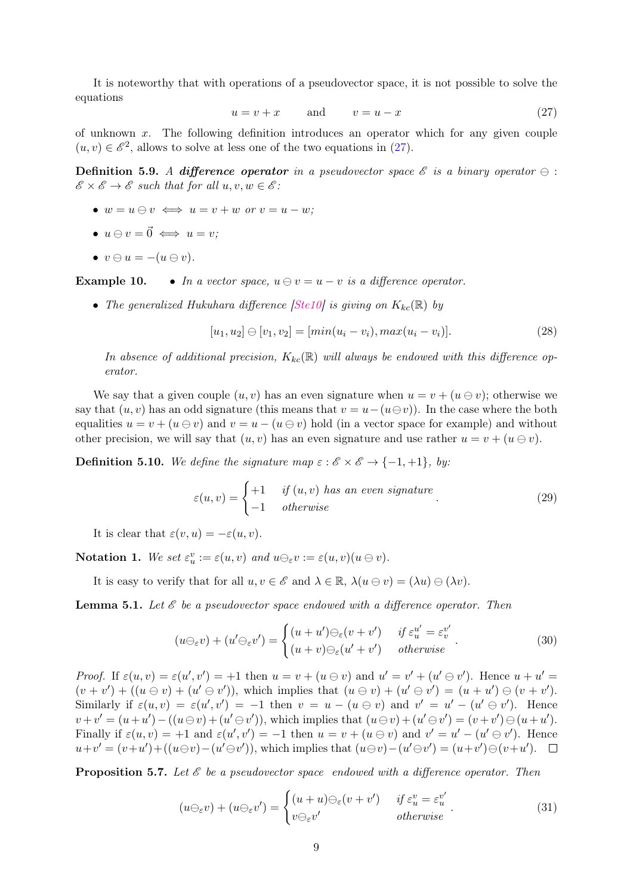It is noteworthy that with operations of a pseudovector space, it is not possible to solve the equations

$$u = v + x \qquad \text{and} \qquad v = u - x \tag{27}$$

of unknown $x$. The following definition introduces an operator which for any given couple $(u, v) \in \mathscr{E}^2$, allows to solve at less one of the two equations in (27).

**Definition 5.9.** *A **difference operator** in a pseudovector space $\mathscr{E}$ is a binary operator $\ominus : \mathscr{E} \times \mathscr{E} \to \mathscr{E}$ such that for all $u, v, w \in \mathscr{E}$:*

- $w = u \ominus v \iff u = v + w$ *or* $v = u - w$*;*
- $u \ominus v = \vec{0} \iff u = v$*;*
- $v \ominus u = -(u \ominus v)$*.*

**Example 10.**

- *In a vector space, $u \ominus v = u - v$ is a difference operator.*
- *The generalized Hukuhara difference [Ste10] is giving on $K_{kc}(\mathbb{R})$ by*

$$[u_1, u_2] \ominus [v_1, v_2] = [min(u_i - v_i), max(u_i - v_i)]. \tag{28}$$

*In absence of additional precision, $K_{kc}(\mathbb{R})$ will always be endowed with this difference operator.*

We say that a given couple $(u, v)$ has an even signature when $u = v + (u \ominus v)$; otherwise we say that $(u, v)$ has an odd signature (this means that $v = u - (u \ominus v)$). In the case where the both equalities $u = v + (u \ominus v)$ and $v = u - (u \ominus v)$ hold (in a vector space for example) and without other precision, we will say that $(u, v)$ has an even signature and use rather $u = v + (u \ominus v)$.

**Definition 5.10.** *We define the signature map $\varepsilon : \mathscr{E} \times \mathscr{E} \to \{-1, +1\}$, by:*

$$\varepsilon(u, v) = \begin{cases} +1 & \text{if } (u, v) \text{ has an even signature} \\ -1 & \text{otherwise} \end{cases}. \tag{29}$$

It is clear that $\varepsilon(v, u) = -\varepsilon(u, v)$.

**Notation 1.** *We set $\varepsilon_u^v := \varepsilon(u, v)$ and $u \ominus_\varepsilon v := \varepsilon(u, v)(u \ominus v)$.*

It is easy to verify that for all $u, v \in \mathscr{E}$ and $\lambda \in \mathbb{R}$, $\lambda(u \ominus v) = (\lambda u) \ominus (\lambda v)$.

**Lemma 5.1.** *Let $\mathscr{E}$ be a pseudovector space endowed with a difference operator. Then*

$$(u \ominus_\varepsilon v) + (u' \ominus_\varepsilon v') = \begin{cases} (u + u') \ominus_\varepsilon (v + v') & \text{if } \varepsilon_u^{u'} = \varepsilon_v^{v'} \\ (u + v) \ominus_\varepsilon (u' + v') & \text{otherwise} \end{cases}. \tag{30}$$

*Proof.* If $\varepsilon(u, v) = \varepsilon(u', v') = +1$ then $u = v + (u \ominus v)$ and $u' = v' + (u' \ominus v')$. Hence $u + u' = (v + v') + ((u \ominus v) + (u' \ominus v'))$, which implies that $(u \ominus v) + (u' \ominus v') = (u + u') \ominus (v + v')$. Similarly if $\varepsilon(u, v) = \varepsilon(u', v') = -1$ then $v = u - (u \ominus v)$ and $v' = u' - (u' \ominus v')$. Hence $v + v' = (u + u') - ((u \ominus v) + (u' \ominus v'))$, which implies that $(u \ominus v) + (u' \ominus v') = (v + v') \ominus (u + u')$. Finally if $\varepsilon(u, v) = +1$ and $\varepsilon(u', v') = -1$ then $u = v + (u \ominus v)$ and $v' = u' - (u' \ominus v')$. Hence $u + v' = (v + u') + ((u \ominus v) - (u' \ominus v'))$, which implies that $(u \ominus v) - (u' \ominus v') = (u + v') \ominus (v + u')$. $\square$

**Proposition 5.7.** *Let $\mathscr{E}$ be a pseudovector space endowed with a difference operator. Then*

$$(u \ominus_\varepsilon v) + (u \ominus_\varepsilon v') = \begin{cases} (u + u) \ominus_\varepsilon (v + v') & \text{if } \varepsilon_u^v = \varepsilon_u^{v'} \\ v \ominus_\varepsilon v' & \text{otherwise} \end{cases}. \tag{31}$$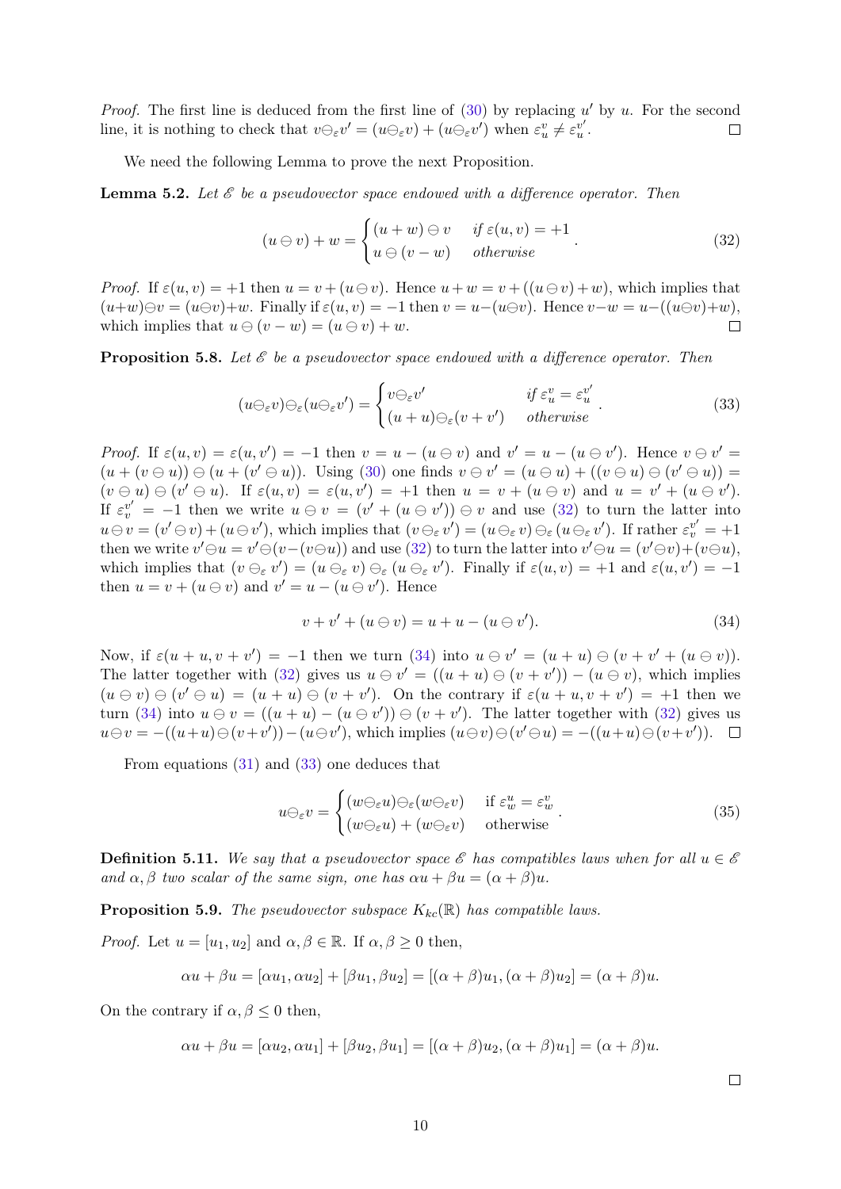*Proof.* The first line is deduced from the first line of (30) by replacing $u'$ by $u$. For the second line, it is nothing to check that $v \ominus_\varepsilon v' = (u \ominus_\varepsilon v) + (u \ominus_\varepsilon v')$ when $\varepsilon_u^v \neq \varepsilon_u^{v'}$. $\square$

We need the following Lemma to prove the next Proposition.

**Lemma 5.2.** *Let $\mathscr{E}$ be a pseudovector space endowed with a difference operator. Then*

$$(u \ominus v) + w = \begin{cases} (u+w) \ominus v & \text{if } \varepsilon(u,v) = +1 \\ u \ominus (v - w) & \text{otherwise} \end{cases}. \tag{32}$$

*Proof.* If $\varepsilon(u,v) = +1$ then $u = v + (u \ominus v)$. Hence $u + w = v + ((u \ominus v) + w)$, which implies that $(u+w) \ominus v = (u \ominus v) + w$. Finally if $\varepsilon(u,v) = -1$ then $v = u - (u \ominus v)$. Hence $v - w = u - ((u \ominus v) + w)$, which implies that $u \ominus (v - w) = (u \ominus v) + w$. $\square$

**Proposition 5.8.** *Let $\mathscr{E}$ be a pseudovector space endowed with a difference operator. Then*

$$(u \ominus_\varepsilon v) \ominus_\varepsilon (u \ominus_\varepsilon v') = \begin{cases} v \ominus_\varepsilon v' & \text{if } \varepsilon_u^v = \varepsilon_u^{v'} \\ (u+u) \ominus_\varepsilon (v + v') & \text{otherwise} \end{cases}. \tag{33}$$

*Proof.* If $\varepsilon(u,v) = \varepsilon(u,v') = -1$ then $v = u - (u \ominus v)$ and $v' = u - (u \ominus v')$. Hence $v \ominus v' = (u + (v \ominus u)) \ominus (u + (v' \ominus u))$. Using (30) one finds $v \ominus v' = (u \ominus u) + ((v \ominus u) \ominus (v' \ominus u)) = (v \ominus u) \ominus (v' \ominus u)$. If $\varepsilon(u,v) = \varepsilon(u,v') = +1$ then $u = v + (u \ominus v)$ and $u = v' + (u \ominus v')$. If $\varepsilon_v^{v'} = -1$ then we write $u \ominus v = (v' + (u \ominus v')) \ominus v$ and use (32) to turn the latter into $u \ominus v = (v' \ominus v) + (u \ominus v')$, which implies that $(v \ominus_\varepsilon v') = (u \ominus_\varepsilon v) \ominus_\varepsilon (u \ominus_\varepsilon v')$. If rather $\varepsilon_v^{v'} = +1$ then we write $v' \ominus u = v' \ominus (v - (v \ominus u))$ and use (32) to turn the latter into $v' \ominus u = (v' \ominus v) + (v \ominus u)$, which implies that $(v \ominus_\varepsilon v') = (u \ominus_\varepsilon v) \ominus_\varepsilon (u \ominus_\varepsilon v')$. Finally if $\varepsilon(u,v) = +1$ and $\varepsilon(u,v') = -1$ then $u = v + (u \ominus v)$ and $v' = u - (u \ominus v')$. Hence

$$v + v' + (u \ominus v) = u + u - (u \ominus v'). \tag{34}$$

Now, if $\varepsilon(u+u, v+v') = -1$ then we turn (34) into $u \ominus v' = (u+u) \ominus (v + v' + (u \ominus v))$. The latter together with (32) gives us $u \ominus v' = ((u+u) \ominus (v+v')) - (u \ominus v)$, which implies $(u \ominus v) \ominus (v' \ominus u) = (u+u) \ominus (v+v')$. On the contrary if $\varepsilon(u+u, v+v') = +1$ then we turn (34) into $u \ominus v = ((u+u) - (u \ominus v')) \ominus (v+v')$. The latter together with (32) gives us $u \ominus v = -((u+u) \ominus (v+v')) - (u \ominus v')$, which implies $(u \ominus v) \ominus (v' \ominus u) = -((u+u) \ominus (v+v'))$. $\square$

From equations (31) and (33) one deduces that

$$u \ominus_\varepsilon v = \begin{cases} (w \ominus_\varepsilon u) \ominus_\varepsilon (w \ominus_\varepsilon v) & \text{if } \varepsilon_w^u = \varepsilon_w^v \\ (w \ominus_\varepsilon u) + (w \ominus_\varepsilon v) & \text{otherwise} \end{cases}. \tag{35}$$

**Definition 5.11.** *We say that a pseudovector space $\mathscr{E}$ has compatibles laws when for all $u \in \mathscr{E}$ and $\alpha, \beta$ two scalar of the same sign, one has $\alpha u + \beta u = (\alpha + \beta) u$.*

**Proposition 5.9.** *The pseudovector subspace $K_{kc}(\mathbb{R})$ has compatible laws.*

*Proof.* Let $u = [u_1, u_2]$ and $\alpha, \beta \in \mathbb{R}$. If $\alpha, \beta \geq 0$ then,

$$\alpha u + \beta u = [\alpha u_1, \alpha u_2] + [\beta u_1, \beta u_2] = [(\alpha + \beta) u_1, (\alpha + \beta) u_2] = (\alpha + \beta) u.$$

On the contrary if $\alpha, \beta \leq 0$ then,

$$\alpha u + \beta u = [\alpha u_2, \alpha u_1] + [\beta u_2, \beta u_1] = [(\alpha + \beta) u_2, (\alpha + \beta) u_1] = (\alpha + \beta) u.$$

$\square$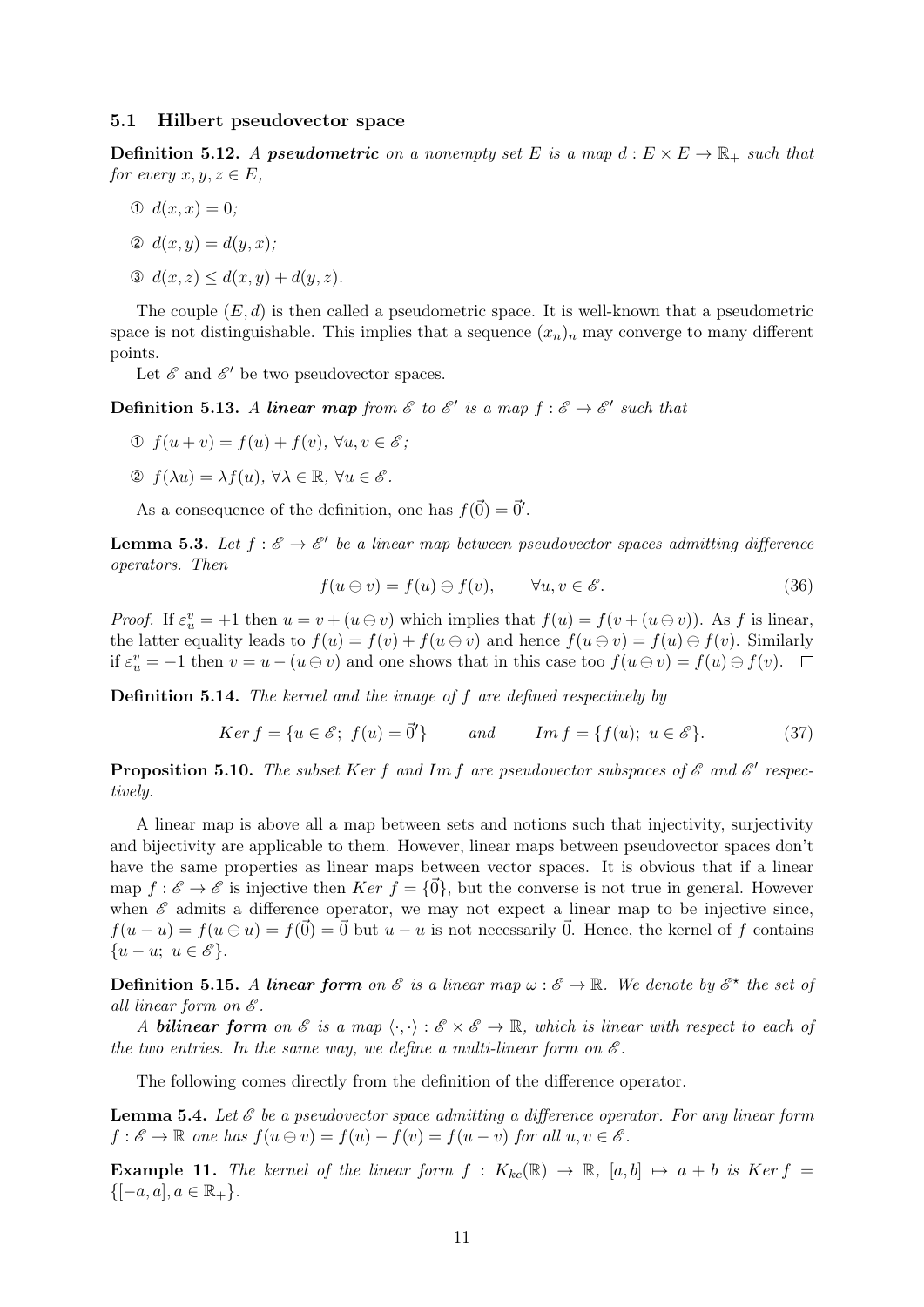### 5.1 Hilbert pseudovector space

**Definition 5.12.** *A **pseudometric** on a nonempty set $E$ is a map $d : E \times E \to \mathbb{R}_+$ such that for every $x, y, z \in E$,*

① $d(x, x) = 0$;

② $d(x, y) = d(y, x)$;

③ $d(x, z) \leq d(x, y) + d(y, z)$.

The couple $(E, d)$ is then called a pseudometric space. It is well-known that a pseudometric space is not distinguishable. This implies that a sequence $(x_n)_n$ may converge to many different points.

Let $\mathscr{E}$ and $\mathscr{E}'$ be two pseudovector spaces.

**Definition 5.13.** *A **linear map** from $\mathscr{E}$ to $\mathscr{E}'$ is a map $f : \mathscr{E} \to \mathscr{E}'$ such that*

① $f(u + v) = f(u) + f(v)$, $\forall u, v \in \mathscr{E}$;

② $f(\lambda u) = \lambda f(u)$, $\forall \lambda \in \mathbb{R}$, $\forall u \in \mathscr{E}$.

As a consequence of the definition, one has $f(\vec{0}) = \vec{0}'$.

**Lemma 5.3.** *Let $f : \mathscr{E} \to \mathscr{E}'$ be a linear map between pseudovector spaces admitting difference operators. Then*

$$f(u \ominus v) = f(u) \ominus f(v), \qquad \forall u, v \in \mathscr{E}. \tag{36}$$

*Proof.* If $\varepsilon_u^v = +1$ then $u = v + (u \ominus v)$ which implies that $f(u) = f(v + (u \ominus v))$. As $f$ is linear, the latter equality leads to $f(u) = f(v) + f(u \ominus v)$ and hence $f(u \ominus v) = f(u) \ominus f(v)$. Similarly if $\varepsilon_u^v = -1$ then $v = u - (u \ominus v)$ and one shows that in this case too $f(u \ominus v) = f(u) \ominus f(v)$. $\square$

**Definition 5.14.** *The kernel and the image of $f$ are defined respectively by*

$$Ker\, f = \{u \in \mathscr{E};\ f(u) = \vec{0}'\} \qquad \text{and} \qquad Im\, f = \{f(u);\ u \in \mathscr{E}\}. \tag{37}$$

**Proposition 5.10.** *The subset $Ker\, f$ and $Im\, f$ are pseudovector subspaces of $\mathscr{E}$ and $\mathscr{E}'$ respectively.*

A linear map is above all a map between sets and notions such that injectivity, surjectivity and bijectivity are applicable to them. However, linear maps between pseudovector spaces don't have the same properties as linear maps between vector spaces. It is obvious that if a linear map $f : \mathscr{E} \to \mathscr{E}$ is injective then $Ker\ f = \{\vec{0}\}$, but the converse is not true in general. However when $\mathscr{E}$ admits a difference operator, we may not expect a linear map to be injective since, $f(u - u) = f(u \ominus u) = f(\vec{0}) = \vec{0}$ but $u - u$ is not necessarily $\vec{0}$. Hence, the kernel of $f$ contains $\{u - u;\ u \in \mathscr{E}\}$.

**Definition 5.15.** *A **linear form** on $\mathscr{E}$ is a linear map $\omega : \mathscr{E} \to \mathbb{R}$. We denote by $\mathscr{E}^\star$ the set of all linear form on $\mathscr{E}$.*

*A **bilinear form** on $\mathscr{E}$ is a map $\langle \cdot, \cdot \rangle : \mathscr{E} \times \mathscr{E} \to \mathbb{R}$, which is linear with respect to each of the two entries. In the same way, we define a multi-linear form on $\mathscr{E}$.*

The following comes directly from the definition of the difference operator.

**Lemma 5.4.** *Let $\mathscr{E}$ be a pseudovector space admitting a difference operator. For any linear form $f : \mathscr{E} \to \mathbb{R}$ one has $f(u \ominus v) = f(u) - f(v) = f(u - v)$ for all $u, v \in \mathscr{E}$.*

**Example 11.** *The kernel of the linear form $f : K_{kc}(\mathbb{R}) \to \mathbb{R}$, $[a, b] \mapsto a + b$ is $Ker\, f = \{[-a, a], a \in \mathbb{R}_+\}$.*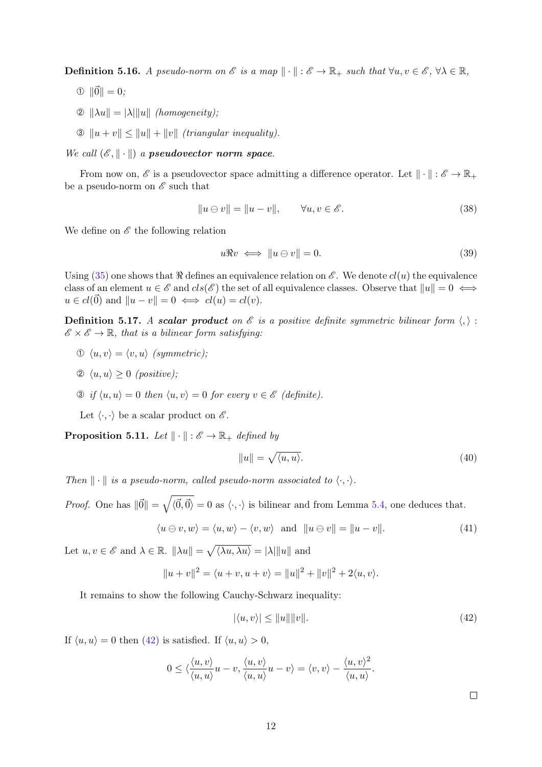**Definition 5.16.** *A pseudo-norm on $\mathscr{E}$ is a map $\|\cdot\| : \mathscr{E} \to \mathbb{R}_+$ such that $\forall u, v \in \mathscr{E}$, $\forall \lambda \in \mathbb{R}$,*

① $\|\vec{0}\| = 0$;

② $\|\lambda u\| = |\lambda|\|u\|$ *(homogeneity)*;

③ $\|u + v\| \leq \|u\| + \|v\|$ *(triangular inequality)*.

*We call $(\mathscr{E}, \|\cdot\|)$ a* ***pseudovector norm space****.*

From now on, $\mathscr{E}$ is a pseudovector space admitting a difference operator. Let $\|\cdot\| : \mathscr{E} \to \mathbb{R}_+$ be a pseudo-norm on $\mathscr{E}$ such that

$$\|u \ominus v\| = \|u - v\|, \qquad \forall u, v \in \mathscr{E}. \tag{38}$$

We define on $\mathscr{E}$ the following relation

$$u \Re v \iff \|u \ominus v\| = 0. \tag{39}$$

Using (35) one shows that $\Re$ defines an equivalence relation on $\mathscr{E}$. We denote $cl(u)$ the equivalence class of an element $u \in \mathscr{E}$ and $cls(\mathscr{E})$ the set of all equivalence classes. Observe that $\|u\| = 0 \iff u \in cl(\vec{0})$ and $\|u - v\| = 0 \iff cl(u) = cl(v)$.

**Definition 5.17.** *A* ***scalar product*** *on $\mathscr{E}$ is a positive definite symmetric bilinear form $\langle , \rangle : \mathscr{E} \times \mathscr{E} \to \mathbb{R}$, that is a bilinear form satisfying:*

① $\langle u, v\rangle = \langle v, u\rangle$ *(symmetric)*;

② $\langle u, u\rangle \geq 0$ *(positive)*;

③ *if $\langle u, u\rangle = 0$ then $\langle u, v\rangle = 0$ for every $v \in \mathscr{E}$ (definite).*

Let $\langle \cdot, \cdot \rangle$ be a scalar product on $\mathscr{E}$.

**Proposition 5.11.** *Let $\|\cdot\| : \mathscr{E} \to \mathbb{R}_+$ defined by*

$$\|u\| = \sqrt{\langle u, u\rangle}. \tag{40}$$

*Then $\|\cdot\|$ is a pseudo-norm, called pseudo-norm associated to $\langle \cdot, \cdot \rangle$.*

*Proof.* One has $\|\vec{0}\| = \sqrt{\langle \vec{0}, \vec{0}\rangle} = 0$ as $\langle \cdot, \cdot \rangle$ is bilinear and from Lemma 5.4, one deduces that.

$$\langle u \ominus v, w\rangle = \langle u, w\rangle - \langle v, w\rangle \;\text{ and }\; \|u \ominus v\| = \|u - v\|. \tag{41}$$

Let $u, v \in \mathscr{E}$ and $\lambda \in \mathbb{R}$. $\|\lambda u\| = \sqrt{\langle \lambda u, \lambda u\rangle} = |\lambda|\|u\|$ and

$$\|u + v\|^2 = \langle u + v, u + v\rangle = \|u\|^2 + \|v\|^2 + 2\langle u, v\rangle.$$

It remains to show the following Cauchy-Schwarz inequality:

$$|\langle u, v\rangle| \leq \|u\|\|v\|. \tag{42}$$

If $\langle u, u\rangle = 0$ then (42) is satisfied. If $\langle u, u\rangle > 0$,

$$0 \leq \langle \frac{\langle u, v\rangle}{\langle u, u\rangle} u - v, \frac{\langle u, v\rangle}{\langle u, u\rangle} u - v\rangle = \langle v, v\rangle - \frac{\langle u, v\rangle^2}{\langle u, u\rangle}.$$

□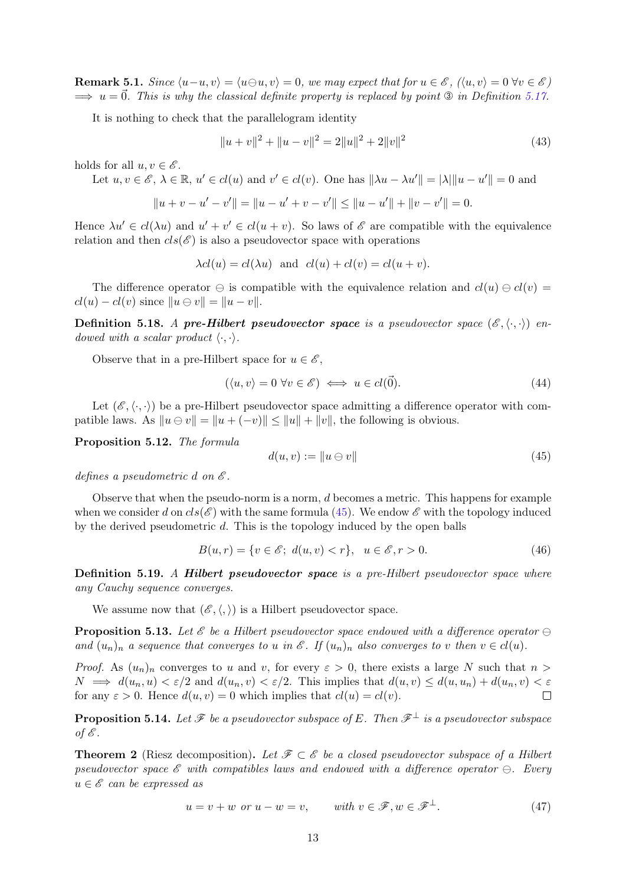**Remark 5.1.** *Since $\langle u-u, v\rangle = \langle u \ominus u, v\rangle = 0$, we may expect that for $u \in \mathscr{E}$, $(\langle u, v\rangle = 0 \ \forall v \in \mathscr{E})$ $\implies u = \vec{0}$. This is why the classical definite property is replaced by point ③ in Definition 5.17.*

It is nothing to check that the parallelogram identity

$$\|u+v\|^2 + \|u-v\|^2 = 2\|u\|^2 + 2\|v\|^2 \tag{43}$$

holds for all $u, v \in \mathscr{E}$.

Let $u, v \in \mathscr{E}$, $\lambda \in \mathbb{R}$, $u' \in cl(u)$ and $v' \in cl(v)$. One has $\|\lambda u - \lambda u'\| = |\lambda|\|u - u'\| = 0$ and

$$\|u + v - u' - v'\| = \|u - u' + v - v'\| \leq \|u - u'\| + \|v - v'\| = 0.$$

Hence $\lambda u' \in cl(\lambda u)$ and $u' + v' \in cl(u + v)$. So laws of $\mathscr{E}$ are compatible with the equivalence relation and then $cls(\mathscr{E})$ is also a pseudovector space with operations

$$\lambda cl(u) = cl(\lambda u) \ \text{ and } \ cl(u) + cl(v) = cl(u + v).$$

The difference operator $\ominus$ is compatible with the equivalence relation and $cl(u) \ominus cl(v) = cl(u) - cl(v)$ since $\|u \ominus v\| = \|u - v\|$.

**Definition 5.18.** *A* ***pre-Hilbert pseudovector space*** *is a pseudovector space $(\mathscr{E}, \langle\cdot,\cdot\rangle)$ endowed with a scalar product $\langle\cdot,\cdot\rangle$.*

Observe that in a pre-Hilbert space for $u \in \mathscr{E}$,

$$(\langle u, v\rangle = 0 \ \forall v \in \mathscr{E}) \iff u \in cl(\vec{0}). \tag{44}$$

Let $(\mathscr{E}, \langle\cdot,\cdot\rangle)$ be a pre-Hilbert pseudovector space admitting a difference operator with compatible laws. As $\|u \ominus v\| = \|u + (-v)\| \leq \|u\| + \|v\|$, the following is obvious.

**Proposition 5.12.** *The formula*

$$d(u, v) := \|u \ominus v\| \tag{45}$$

*defines a pseudometric $d$ on $\mathscr{E}$.*

Observe that when the pseudo-norm is a norm, $d$ becomes a metric. This happens for example when we consider $d$ on $cls(\mathscr{E})$ with the same formula (45). We endow $\mathscr{E}$ with the topology induced by the derived pseudometric $d$. This is the topology induced by the open balls

$$B(u, r) = \{v \in \mathscr{E};\ d(u, v) < r\}, \quad u \in \mathscr{E}, r > 0. \tag{46}$$

**Definition 5.19.** *A* ***Hilbert pseudovector space*** *is a pre-Hilbert pseudovector space where any Cauchy sequence converges.*

We assume now that $(\mathscr{E}, \langle,\rangle)$ is a Hilbert pseudovector space.

**Proposition 5.13.** *Let $\mathscr{E}$ be a Hilbert pseudovector space endowed with a difference operator $\ominus$ and $(u_n)_n$ a sequence that converges to $u$ in $\mathscr{E}$. If $(u_n)_n$ also converges to $v$ then $v \in cl(u)$.*

*Proof.* As $(u_n)_n$ converges to $u$ and $v$, for every $\varepsilon > 0$, there exists a large $N$ such that $n > N \implies d(u_n, u) < \varepsilon/2$ and $d(u_n, v) < \varepsilon/2$. This implies that $d(u, v) \leq d(u, u_n) + d(u_n, v) < \varepsilon$ for any $\varepsilon > 0$. Hence $d(u, v) = 0$ which implies that $cl(u) = cl(v)$. ∎

**Proposition 5.14.** *Let $\mathscr{F}$ be a pseudovector subspace of $E$. Then $\mathscr{F}^\perp$ is a pseudovector subspace of $\mathscr{E}$.*

**Theorem 2** (Riesz decomposition)**.** *Let $\mathscr{F} \subset \mathscr{E}$ be a closed pseudovector subspace of a Hilbert pseudovector space $\mathscr{E}$ with compatibles laws and endowed with a difference operator $\ominus$. Every $u \in \mathscr{E}$ can be expressed as*

$$u = v + w \ \text{or} \ u - w = v, \qquad \text{with } v \in \mathscr{F}, w \in \mathscr{F}^\perp. \tag{47}$$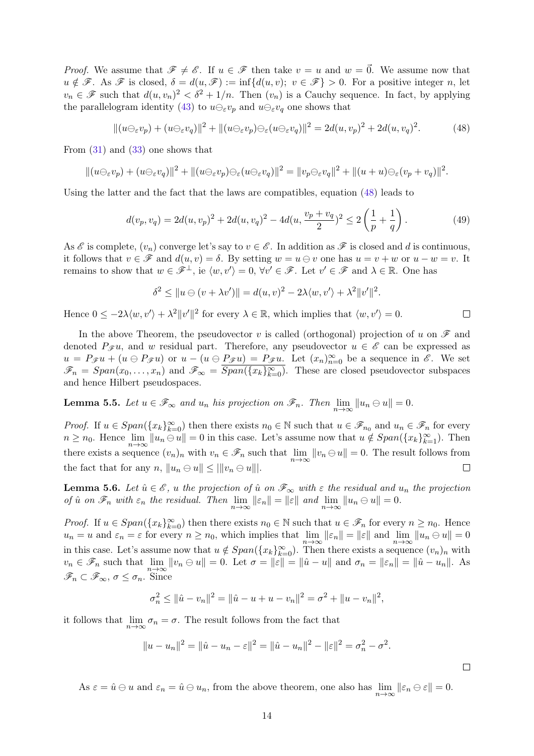*Proof.* We assume that $\mathscr{F} \neq \mathscr{E}$. If $u \in \mathscr{F}$ then take $v = u$ and $w = \vec{0}$. We assume now that $u \notin \mathscr{F}$. As $\mathscr{F}$ is closed, $\delta = d(u, \mathscr{F}) := \inf\{d(u, v);\ v \in \mathscr{F}\} > 0$. For a positive integer $n$, let $v_n \in \mathscr{F}$ such that $d(u, v_n)^2 < \delta^2 + 1/n$. Then $(v_n)$ is a Cauchy sequence. In fact, by applying the parallelogram identity (43) to $u \ominus_\varepsilon v_p$ and $u \ominus_\varepsilon v_q$ one shows that

$$\|(u \ominus_\varepsilon v_p) + (u \ominus_\varepsilon v_q)\|^2 + \|(u \ominus_\varepsilon v_p) \ominus_\varepsilon (u \ominus_\varepsilon v_q)\|^2 = 2d(u, v_p)^2 + 2d(u, v_q)^2. \tag{48}$$

From (31) and (33) one shows that

$$\|(u \ominus_\varepsilon v_p) + (u \ominus_\varepsilon v_q)\|^2 + \|(u \ominus_\varepsilon v_p) \ominus_\varepsilon (u \ominus_\varepsilon v_q)\|^2 = \|v_p \ominus_\varepsilon v_q\|^2 + \|(u + u) \ominus_\varepsilon (v_p + v_q)\|^2.$$

Using the latter and the fact that the laws are compatibles, equation (48) leads to

$$d(v_p, v_q) = 2d(u, v_p)^2 + 2d(u, v_q)^2 - 4d(u, \frac{v_p + v_q}{2})^2 \leq 2\left(\frac{1}{p} + \frac{1}{q}\right). \tag{49}$$

As $\mathscr{E}$ is complete, $(v_n)$ converge let's say to $v \in \mathscr{E}$. In addition as $\mathscr{F}$ is closed and $d$ is continuous, it follows that $v \in \mathscr{F}$ and $d(u, v) = \delta$. By setting $w = u \ominus v$ one has $u = v + w$ or $u - w = v$. It remains to show that $w \in \mathscr{F}^\perp$, ie $\langle w, v' \rangle = 0$, $\forall v' \in \mathscr{F}$. Let $v' \in \mathscr{F}$ and $\lambda \in \mathbb{R}$. One has

$$\delta^2 \leq \|u \ominus (v + \lambda v')\| = d(u, v)^2 - 2\lambda \langle w, v' \rangle + \lambda^2 \|v'\|^2.$$

Hence $0 \leq -2\lambda \langle w, v' \rangle + \lambda^2 \|v'\|^2$ for every $\lambda \in \mathbb{R}$, which implies that $\langle w, v' \rangle = 0$. ∎

In the above Theorem, the pseudovector $v$ is called (orthogonal) projection of $u$ on $\mathscr{F}$ and denoted $P_{\mathscr{F}} u$, and $w$ residual part. Therefore, any pseudovector $u \in \mathscr{E}$ can be expressed as $u = P_{\mathscr{F}} u + (u \ominus P_{\mathscr{F}} u)$ or $u - (u \ominus P_{\mathscr{F}} u) = P_{\mathscr{F}} u$. Let $(x_n)_{n=0}^\infty$ be a sequence in $\mathscr{E}$. We set $\mathscr{F}_n = Span(x_0, \ldots, x_n)$ and $\mathscr{F}_\infty = \overline{Span(\{x_k\}_{k=0}^\infty)}$. These are closed pseudovector subspaces and hence Hilbert pseudospaces.

**Lemma 5.5.** *Let $u \in \mathscr{F}_\infty$ and $u_n$ his projection on $\mathscr{F}_n$. Then $\lim_{n\to\infty} \|u_n \ominus u\| = 0$.*

*Proof.* If $u \in Span(\{x_k\}_{k=0}^\infty)$ then there exists $n_0 \in \mathbb{N}$ such that $u \in \mathscr{F}_{n_0}$ and $u_n \in \mathscr{F}_n$ for every $n \geq n_0$. Hence $\lim_{n\to\infty} \|u_n \ominus u\| = 0$ in this case. Let's assume now that $u \notin Span(\{x_k\}_{k=1}^\infty)$. Then there exists a sequence $(v_n)_n$ with $v_n \in \mathscr{F}_n$ such that $\lim_{n\to\infty} \|v_n \ominus u\| = 0$. The result follows from the fact that for any $n$, $\|u_n \ominus u\| \leq |\|v_n \ominus u\||$. ∎

**Lemma 5.6.** *Let $\hat{u} \in \mathscr{E}$, $u$ the projection of $\hat{u}$ on $\mathscr{F}_\infty$ with $\varepsilon$ the residual and $u_n$ the projection of $\hat{u}$ on $\mathscr{F}_n$ with $\varepsilon_n$ the residual. Then $\lim_{n\to\infty} \|\varepsilon_n\| = \|\varepsilon\|$ and $\lim_{n\to\infty} \|u_n \ominus u\| = 0$.*

*Proof.* If $u \in Span(\{x_k\}_{k=0}^\infty)$ then there exists $n_0 \in \mathbb{N}$ such that $u \in \mathscr{F}_n$ for every $n \geq n_0$. Hence $u_n = u$ and $\varepsilon_n = \varepsilon$ for every $n \geq n_0$, which implies that $\lim_{n\to\infty} \|\varepsilon_n\| = \|\varepsilon\|$ and $\lim_{n\to\infty} \|u_n \ominus u\| = 0$ in this case. Let's assume now that $u \notin Span(\{x_k\}_{k=0}^\infty)$. Then there exists a sequence $(v_n)_n$ with $v_n \in \mathscr{F}_n$ such that $\lim_{n\to\infty} \|v_n \ominus u\| = 0$. Let $\sigma = \|\varepsilon\| = \|\hat{u} - u\|$ and $\sigma_n = \|\varepsilon_n\| = \|\hat{u} - u_n\|$. As $\mathscr{F}_n \subset \mathscr{F}_\infty$, $\sigma \leq \sigma_n$. Since

$$\sigma_n^2 \leq \|\hat{u} - v_n\|^2 = \|\hat{u} - u + u - v_n\|^2 = \sigma^2 + \|u - v_n\|^2,$$

it follows that $\lim_{n\to\infty} \sigma_n = \sigma$. The result follows from the fact that

$$\|u - u_n\|^2 = \|\hat{u} - u_n - \varepsilon\|^2 = \|\hat{u} - u_n\|^2 - \|\varepsilon\|^2 = \sigma_n^2 - \sigma^2.$$

∎

As $\varepsilon = \hat{u} \ominus u$ and $\varepsilon_n = \hat{u} \ominus u_n$, from the above theorem, one also has $\lim_{n\to\infty} \|\varepsilon_n \ominus \varepsilon\| = 0$.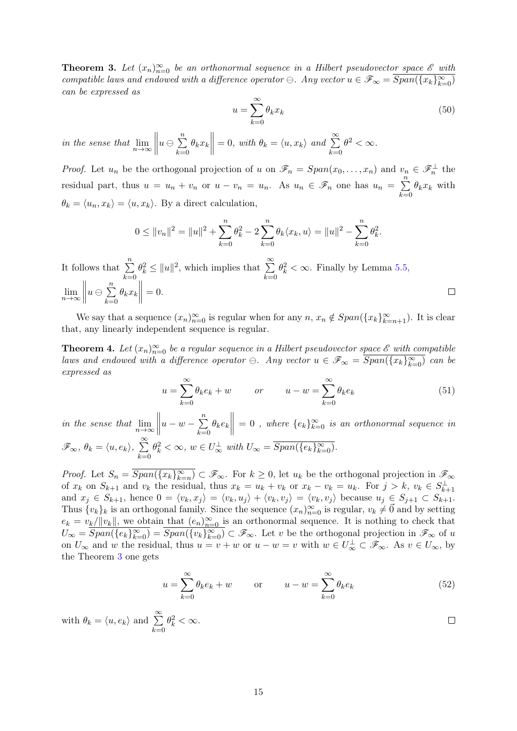**Theorem 3.** *Let $(x_n)_{n=0}^{\infty}$ be an orthonormal sequence in a Hilbert pseudovector space $\mathscr{E}$ with compatible laws and endowed with a difference operator $\ominus$. Any vector $u \in \mathscr{F}_\infty = \overline{Span(\{x_k\}_{k=0}^{\infty})}$ can be expressed as*

$$u = \sum_{k=0}^{\infty} \theta_k x_k \tag{50}$$

*in the sense that $\lim_{n\to\infty} \left\| u \ominus \sum_{k=0}^{n} \theta_k x_k \right\| = 0$, with $\theta_k = \langle u, x_k \rangle$ and $\sum_{k=0}^{\infty} \theta^2 < \infty$.*

*Proof.* Let $u_n$ be the orthogonal projection of $u$ on $\mathscr{F}_n = Span(x_0, \dots, x_n)$ and $v_n \in \mathscr{F}_n^{\perp}$ the residual part, thus $u = u_n + v_n$ or $u - v_n = u_n$. As $u_n \in \mathscr{F}_n$ one has $u_n = \sum_{k=0}^{n} \theta_k x_k$ with $\theta_k = \langle u_n, x_k \rangle = \langle u, x_k \rangle$. By a direct calculation,

$$0 \leq \|v_n\|^2 = \|u\|^2 + \sum_{k=0}^{n} \theta_k^2 - 2\sum_{k=0}^{n} \theta_k \langle x_k, u \rangle = \|u\|^2 - \sum_{k=0}^{n} \theta_k^2.$$

It follows that $\sum_{k=0}^{n} \theta_k^2 \leq \|u\|^2$, which implies that $\sum_{k=0}^{\infty} \theta_k^2 < \infty$. Finally by Lemma 5.5, $\lim_{n\to\infty} \left\| u \ominus \sum_{k=0}^{n} \theta_k x_k \right\| = 0$. $\square$

We say that a sequence $(x_n)_{n=0}^{\infty}$ is regular when for any $n$, $x_n \notin Span(\{x_k\}_{k=n+1}^{\infty})$. It is clear that, any linearly independent sequence is regular.

**Theorem 4.** *Let $(x_n)_{n=0}^{\infty}$ be a regular sequence in a Hilbert pseudovector space $\mathscr{E}$ with compatible laws and endowed with a difference operator $\ominus$. Any vector $u \in \mathscr{F}_\infty = \overline{Span(\{x_k\}_{k=0}^{\infty})}$ can be expressed as*

$$u = \sum_{k=0}^{\infty} \theta_k e_k + w \qquad or \qquad u - w = \sum_{k=0}^{\infty} \theta_k e_k \tag{51}$$

*in the sense that $\lim_{n\to\infty} \left\| u - w - \sum_{k=0}^{n} \theta_k e_k \right\| = 0$ , where $\{e_k\}_{k=0}^{\infty}$ is an orthonormal sequence in $\mathscr{F}_\infty$, $\theta_k = \langle u, e_k \rangle$, $\sum_{k=0}^{\infty} \theta_k^2 < \infty$, $w \in U_\infty^{\perp}$ with $U_\infty = \overline{Span(\{e_k\}_{k=0}^{\infty})}$.*

*Proof.* Let $S_n = \overline{Span(\{x_k\}_{k=n}^{\infty})} \subset \mathscr{F}_\infty$. For $k \geq 0$, let $u_k$ be the orthogonal projection in $\mathscr{F}_\infty$ of $x_k$ on $S_{k+1}$ and $v_k$ the residual, thus $x_k = u_k + v_k$ or $x_k - v_k = u_k$. For $j > k$, $v_k \in S_{k+1}^{\perp}$ and $x_j \in S_{k+1}$, hence $0 = \langle v_k, x_j \rangle = \langle v_k, u_j \rangle + \langle v_k, v_j \rangle = \langle v_k, v_j \rangle$ because $u_j \in S_{j+1} \subset S_{k+1}$. Thus $\{v_k\}_k$ is an orthogonal family. Since the sequence $(x_n)_{n=0}^{\infty}$ is regular, $v_k \neq \vec{0}$ and by setting $e_k = v_k/\|v_k\|$, we obtain that $(e_n)_{n=0}^{\infty}$ is an orthonormal sequence. It is nothing to check that $U_\infty = \overline{Span(\{e_k\}_{k=0}^{\infty})} = \overline{Span(\{v_k\}_{k=0}^{\infty})} \subset \mathscr{F}_\infty$. Let $v$ be the orthogonal projection in $\mathscr{F}_\infty$ of $u$ on $U_\infty$ and $w$ the residual, thus $u = v + w$ or $u - w = v$ with $w \in U_\infty^{\perp} \subset \mathscr{F}_\infty$. As $v \in U_\infty$, by the Theorem 3 one gets

$$u = \sum_{k=0}^{\infty} \theta_k e_k + w \qquad \text{or} \qquad u - w = \sum_{k=0}^{\infty} \theta_k e_k \tag{52}$$

with $\theta_k = \langle u, e_k \rangle$ and $\sum_{k=0}^{\infty} \theta_k^2 < \infty$. $\square$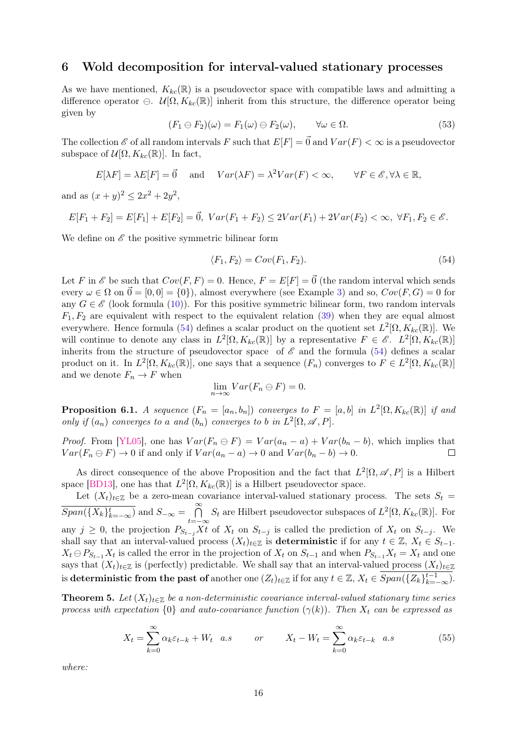## 6 Wold decomposition for interval-valued stationary processes

As we have mentioned, $K_{kc}(\mathbb{R})$ is a pseudovector space with compatible laws and admitting a difference operator $\ominus$. $\mathcal{U}[\Omega, K_{kc}(\mathbb{R})]$ inherit from this structure, the difference operator being given by

$$(F_1 \ominus F_2)(\omega) = F_1(\omega) \ominus F_2(\omega), \qquad \forall \omega \in \Omega. \tag{53}$$

The collection $\mathscr{E}$ of all random intervals $F$ such that $E[F] = \vec{0}$ and $Var(F) < \infty$ is a pseudovector subspace of $\mathcal{U}[\Omega, K_{kc}(\mathbb{R})]$. In fact,

$$E[\lambda F] = \lambda E[F] = \vec{0} \quad \text{and} \quad Var(\lambda F) = \lambda^2 Var(F) < \infty, \qquad \forall F \in \mathscr{E}, \forall \lambda \in \mathbb{R},$$

and as $(x+y)^2 \leq 2x^2 + 2y^2$,

$$E[F_1 + F_2] = E[F_1] + E[F_2] = \vec{0},\ Var(F_1 + F_2) \leq 2Var(F_1) + 2Var(F_2) < \infty,\ \forall F_1, F_2 \in \mathscr{E}.$$

We define on $\mathscr{E}$ the positive symmetric bilinear form

$$\langle F_1, F_2 \rangle = Cov(F_1, F_2). \tag{54}$$

Let $F$ in $\mathscr{E}$ be such that $Cov(F, F) = 0$. Hence, $F = E[F] = \vec{0}$ (the random interval which sends every $\omega \in \Omega$ on $\vec{0} = [0, 0] = \{0\}$), almost everywhere (see Example 3) and so, $Cov(F, G) = 0$ for any $G \in \mathscr{E}$ (look formula (10)). For this positive symmetric bilinear form, two random intervals $F_1, F_2$ are equivalent with respect to the equivalent relation (39) when they are equal almost everywhere. Hence formula (54) defines a scalar product on the quotient set $L^2[\Omega, K_{kc}(\mathbb{R})]$. We will continue to denote any class in $L^2[\Omega, K_{kc}(\mathbb{R})]$ by a representative $F \in \mathscr{E}$. $L^2[\Omega, K_{kc}(\mathbb{R})]$ inherits from the structure of pseudovector space of $\mathscr{E}$ and the formula (54) defines a scalar product on it. In $L^2[\Omega, K_{kc}(\mathbb{R})]$, one says that a sequence $(F_n)$ converges to $F \in L^2[\Omega, K_{kc}(\mathbb{R})]$ and we denote $F_n \to F$ when

$$\lim_{n \to \infty} Var(F_n \ominus F) = 0.$$

**Proposition 6.1.** *A sequence $(F_n = [a_n, b_n])$ converges to $F = [a, b]$ in $L^2[\Omega, K_{kc}(\mathbb{R})]$ if and only if $(a_n)$ converges to $a$ and $(b_n)$ converges to $b$ in $L^2[\Omega, \mathscr{A}, P]$.*

*Proof.* From [YL05], one has $Var(F_n \ominus F) = Var(a_n - a) + Var(b_n - b)$, which implies that $Var(F_n \ominus F) \to 0$ if and only if $Var(a_n - a) \to 0$ and $Var(b_n - b) \to 0$. □

As direct consequence of the above Proposition and the fact that $L^2[\Omega, \mathscr{A}, P]$ is a Hilbert space [BD13], one has that $L^2[\Omega, K_{kc}(\mathbb{R})]$ is a Hilbert pseudovector space.

Let $(X_t)_{t \in \mathbb{Z}}$ be a zero-mean covariance interval-valued stationary process. The sets $S_t = \overline{Span(\{X_k\}_{k=-\infty}^{t})}$ and $S_{-\infty} = \bigcap_{t=-\infty}^{\infty} S_t$ are Hilbert pseudovector subspaces of $L^2[\Omega, K_{kc}(\mathbb{R})]$. For any $j \geq 0$, the projection $P_{S_{t-j}} Xt$ of $X_t$ on $S_{t-j}$ is called the prediction of $X_t$ on $S_{t-j}$. We shall say that an interval-valued process $(X_t)_{t \in \mathbb{Z}}$ is **deterministic** if for any $t \in \mathbb{Z}$, $X_t \in S_{t-1}$. $X_t \ominus P_{S_{t-1}} X_t$ is called the error in the projection of $X_t$ on $S_{t-1}$ and when $P_{S_{t-1}} X_t = X_t$ and one says that $(X_t)_{t \in \mathbb{Z}}$ is (perfectly) predictable. We shall say that an interval-valued process $(X_t)_{t \in \mathbb{Z}}$ is **deterministic from the past of** another one $(Z_t)_{t \in \mathbb{Z}}$ if for any $t \in \mathbb{Z}$, $X_t \in \overline{Span(\{Z_k\}_{k=-\infty}^{t-1})}$.

**Theorem 5.** *Let $(X_t)_{t \in \mathbb{Z}}$ be a non-deterministic covariance interval-valued stationary time series process with expectation $\{0\}$ and auto-covariance function $(\gamma(k))$. Then $X_t$ can be expressed as*

$$X_t = \sum_{k=0}^{\infty} \alpha_k \varepsilon_{t-k} + W_t \quad a.s \qquad or \qquad X_t - W_t = \sum_{k=0}^{\infty} \alpha_k \varepsilon_{t-k} \quad a.s \tag{55}$$

*where:*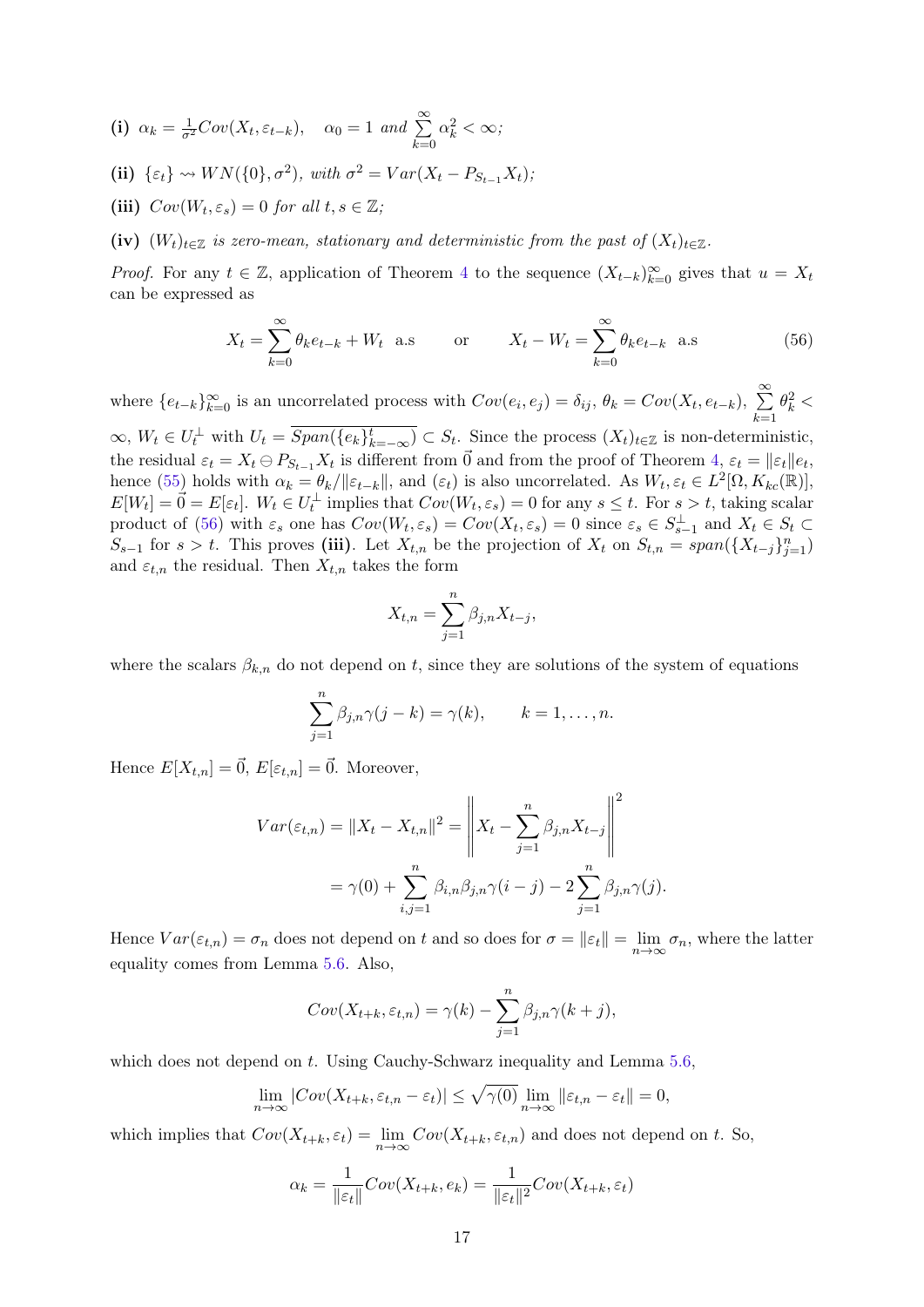**(i)** $\alpha_k = \frac{1}{\sigma^2} Cov(X_t, \varepsilon_{t-k}), \quad \alpha_0 = 1$ *and* $\sum_{k=0}^{\infty} \alpha_k^2 < \infty$;

**(ii)** $\{\varepsilon_t\} \rightsquigarrow WN(\{0\}, \sigma^2)$, *with* $\sigma^2 = Var(X_t - P_{S_{t-1}} X_t)$;

**(iii)** $Cov(W_t, \varepsilon_s) = 0$ *for all* $t, s \in \mathbb{Z}$;

**(iv)** $(W_t)_{t\in\mathbb{Z}}$ *is zero-mean, stationary and deterministic from the past of* $(X_t)_{t\in\mathbb{Z}}$.

*Proof.* For any $t \in \mathbb{Z}$, application of Theorem 4 to the sequence $(X_{t-k})_{k=0}^{\infty}$ gives that $u = X_t$ can be expressed as

$$X_t = \sum_{k=0}^{\infty} \theta_k e_{t-k} + W_t \ \text{ a.s} \qquad \text{or} \qquad X_t - W_t = \sum_{k=0}^{\infty} \theta_k e_{t-k} \ \text{ a.s} \tag{56}$$

where $\{e_{t-k}\}_{k=0}^{\infty}$ is an uncorrelated process with $Cov(e_i, e_j) = \delta_{ij}$, $\theta_k = Cov(X_t, e_{t-k})$, $\sum_{k=1}^{\infty} \theta_k^2 < \infty$, $W_t \in U_t^{\perp}$ with $U_t = \overline{Span(\{e_k\}_{k=-\infty}^{t})} \subset S_t$. Since the process $(X_t)_{t\in\mathbb{Z}}$ is non-deterministic, the residual $\varepsilon_t = X_t \ominus P_{S_{t-1}} X_t$ is different from $\vec{0}$ and from the proof of Theorem 4, $\varepsilon_t = \|\varepsilon_t\| e_t$, hence (55) holds with $\alpha_k = \theta_k / \|\varepsilon_{t-k}\|$, and $(\varepsilon_t)$ is also uncorrelated. As $W_t, \varepsilon_t \in L^2[\Omega, K_{kc}(\mathbb{R})]$, $E[W_t] = \vec{0} = E[\varepsilon_t]$. $W_t \in U_t^{\perp}$ implies that $Cov(W_t, \varepsilon_s) = 0$ for any $s \leq t$. For $s > t$, taking scalar product of (56) with $\varepsilon_s$ one has $Cov(W_t, \varepsilon_s) = Cov(X_t, \varepsilon_s) = 0$ since $\varepsilon_s \in S_{s-1}^{\perp}$ and $X_t \in S_t \subset S_{s-1}$ for $s > t$. This proves **(iii)**. Let $X_{t,n}$ be the projection of $X_t$ on $S_{t,n} = span(\{X_{t-j}\}_{j=1}^{n})$ and $\varepsilon_{t,n}$ the residual. Then $X_{t,n}$ takes the form

$$X_{t,n} = \sum_{j=1}^{n} \beta_{j,n} X_{t-j},$$

where the scalars $\beta_{k,n}$ do not depend on $t$, since they are solutions of the system of equations

$$\sum_{j=1}^{n} \beta_{j,n} \gamma(j-k) = \gamma(k), \qquad k = 1, \ldots, n.$$

Hence $E[X_{t,n}] = \vec{0}$, $E[\varepsilon_{t,n}] = \vec{0}$. Moreover,

$$\begin{aligned} Var(\varepsilon_{t,n}) = \|X_t - X_{t,n}\|^2 &= \left\| X_t - \sum_{j=1}^{n} \beta_{j,n} X_{t-j} \right\|^2 \\ &= \gamma(0) + \sum_{i,j=1}^{n} \beta_{i,n}\beta_{j,n}\gamma(i-j) - 2\sum_{j=1}^{n} \beta_{j,n}\gamma(j). \end{aligned}$$

Hence $Var(\varepsilon_{t,n}) = \sigma_n$ does not depend on $t$ and so does for $\sigma = \|\varepsilon_t\| = \lim_{n\to\infty} \sigma_n$, where the latter equality comes from Lemma 5.6. Also,

$$Cov(X_{t+k}, \varepsilon_{t,n}) = \gamma(k) - \sum_{j=1}^{n} \beta_{j,n} \gamma(k+j),$$

which does not depend on $t$. Using Cauchy-Schwarz inequality and Lemma 5.6,

$$\lim_{n\to\infty} |Cov(X_{t+k}, \varepsilon_{t,n} - \varepsilon_t)| \leq \sqrt{\gamma(0)} \lim_{n\to\infty} \|\varepsilon_{t,n} - \varepsilon_t\| = 0,$$

which implies that $Cov(X_{t+k}, \varepsilon_t) = \lim_{n\to\infty} Cov(X_{t+k}, \varepsilon_{t,n})$ and does not depend on $t$. So,

$$\alpha_k = \frac{1}{\|\varepsilon_t\|} Cov(X_{t+k}, e_k) = \frac{1}{\|\varepsilon_t\|^2} Cov(X_{t+k}, \varepsilon_t)$$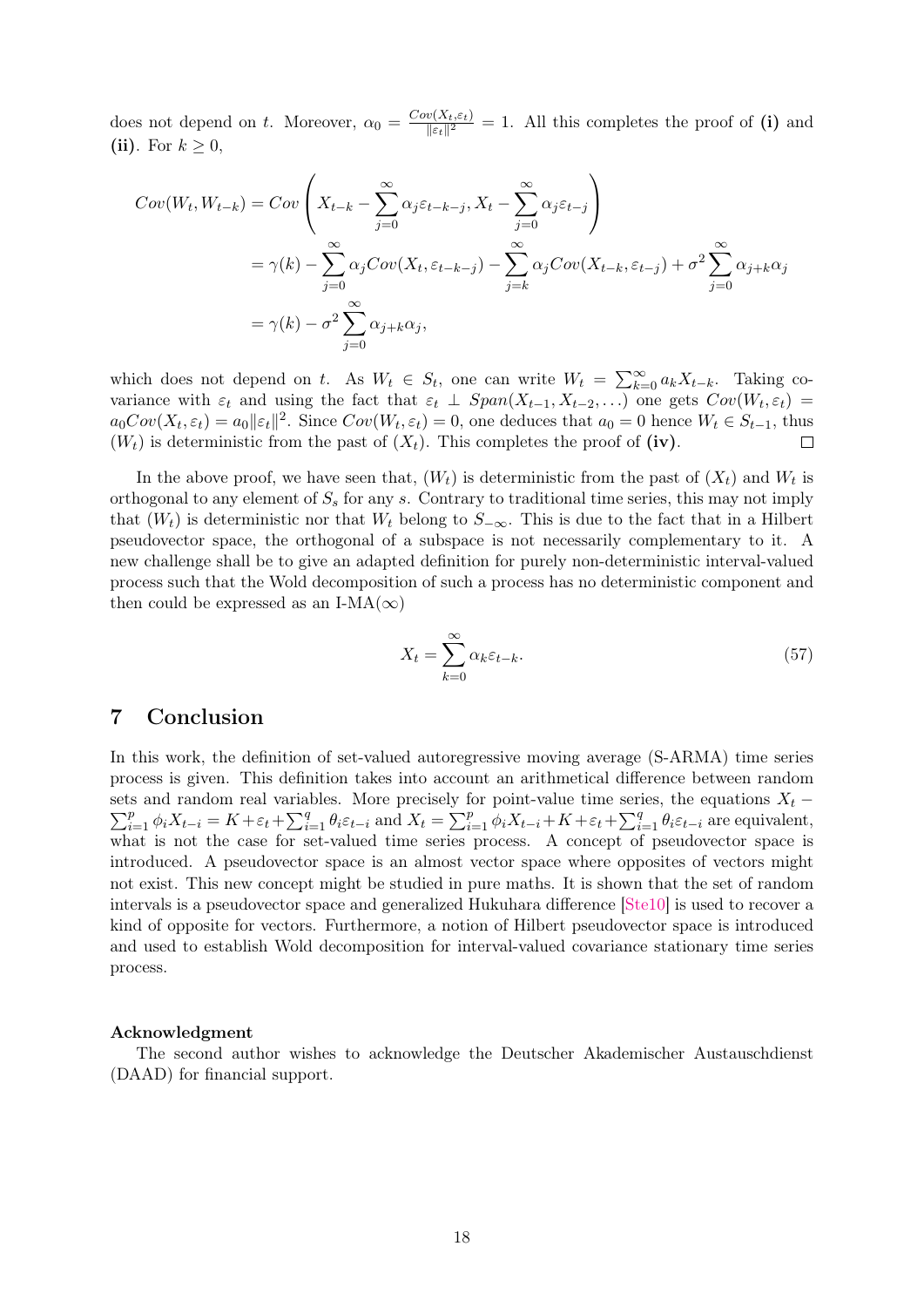does not depend on $t$. Moreover, $\alpha_0 = \frac{Cov(X_t,\varepsilon_t)}{\|\varepsilon_t\|^2} = 1$. All this completes the proof of **(i)** and **(ii)**. For $k \geq 0$,

$$
\begin{aligned}
Cov(W_t, W_{t-k}) &= Cov\left(X_{t-k} - \sum_{j=0}^{\infty} \alpha_j \varepsilon_{t-k-j}, X_t - \sum_{j=0}^{\infty} \alpha_j \varepsilon_{t-j}\right) \\
&= \gamma(k) - \sum_{j=0}^{\infty} \alpha_j Cov(X_t, \varepsilon_{t-k-j}) - \sum_{j=k}^{\infty} \alpha_j Cov(X_{t-k}, \varepsilon_{t-j}) + \sigma^2 \sum_{j=0}^{\infty} \alpha_{j+k}\alpha_j \\
&= \gamma(k) - \sigma^2 \sum_{j=0}^{\infty} \alpha_{j+k}\alpha_j,
\end{aligned}
$$

which does not depend on $t$. As $W_t \in S_t$, one can write $W_t = \sum_{k=0}^{\infty} a_k X_{t-k}$. Taking covariance with $\varepsilon_t$ and using the fact that $\varepsilon_t \perp Span(X_{t-1}, X_{t-2}, \ldots)$ one gets $Cov(W_t, \varepsilon_t) = a_0 Cov(X_t, \varepsilon_t) = a_0 \|\varepsilon_t\|^2$. Since $Cov(W_t, \varepsilon_t) = 0$, one deduces that $a_0 = 0$ hence $W_t \in S_{t-1}$, thus $(W_t)$ is deterministic from the past of $(X_t)$. This completes the proof of **(iv)**. □

In the above proof, we have seen that, $(W_t)$ is deterministic from the past of $(X_t)$ and $W_t$ is orthogonal to any element of $S_s$ for any $s$. Contrary to traditional time series, this may not imply that $(W_t)$ is deterministic nor that $W_t$ belong to $S_{-\infty}$. This is due to the fact that in a Hilbert pseudovector space, the orthogonal of a subspace is not necessarily complementary to it. A new challenge shall be to give an adapted definition for purely non-deterministic interval-valued process such that the Wold decomposition of such a process has no deterministic component and then could be expressed as an I-MA($\infty$)

$$
X_t = \sum_{k=0}^{\infty} \alpha_k \varepsilon_{t-k}. \tag{57}
$$

## 7 Conclusion

In this work, the definition of set-valued autoregressive moving average (S-ARMA) time series process is given. This definition takes into account an arithmetical difference between random sets and random real variables. More precisely for point-value time series, the equations $X_t - \sum_{i=1}^{p} \phi_i X_{t-i} = K + \varepsilon_t + \sum_{i=1}^{q} \theta_i \varepsilon_{t-i}$ and $X_t = \sum_{i=1}^{p} \phi_i X_{t-i} + K + \varepsilon_t + \sum_{i=1}^{q} \theta_i \varepsilon_{t-i}$ are equivalent, what is not the case for set-valued time series process. A concept of pseudovector space is introduced. A pseudovector space is an almost vector space where opposites of vectors might not exist. This new concept might be studied in pure maths. It is shown that the set of random intervals is a pseudovector space and generalized Hukuhara difference [Ste10] is used to recover a kind of opposite for vectors. Furthermore, a notion of Hilbert pseudovector space is introduced and used to establish Wold decomposition for interval-valued covariance stationary time series process.

**Acknowledgment**

The second author wishes to acknowledge the Deutscher Akademischer Austauschdienst (DAAD) for financial support.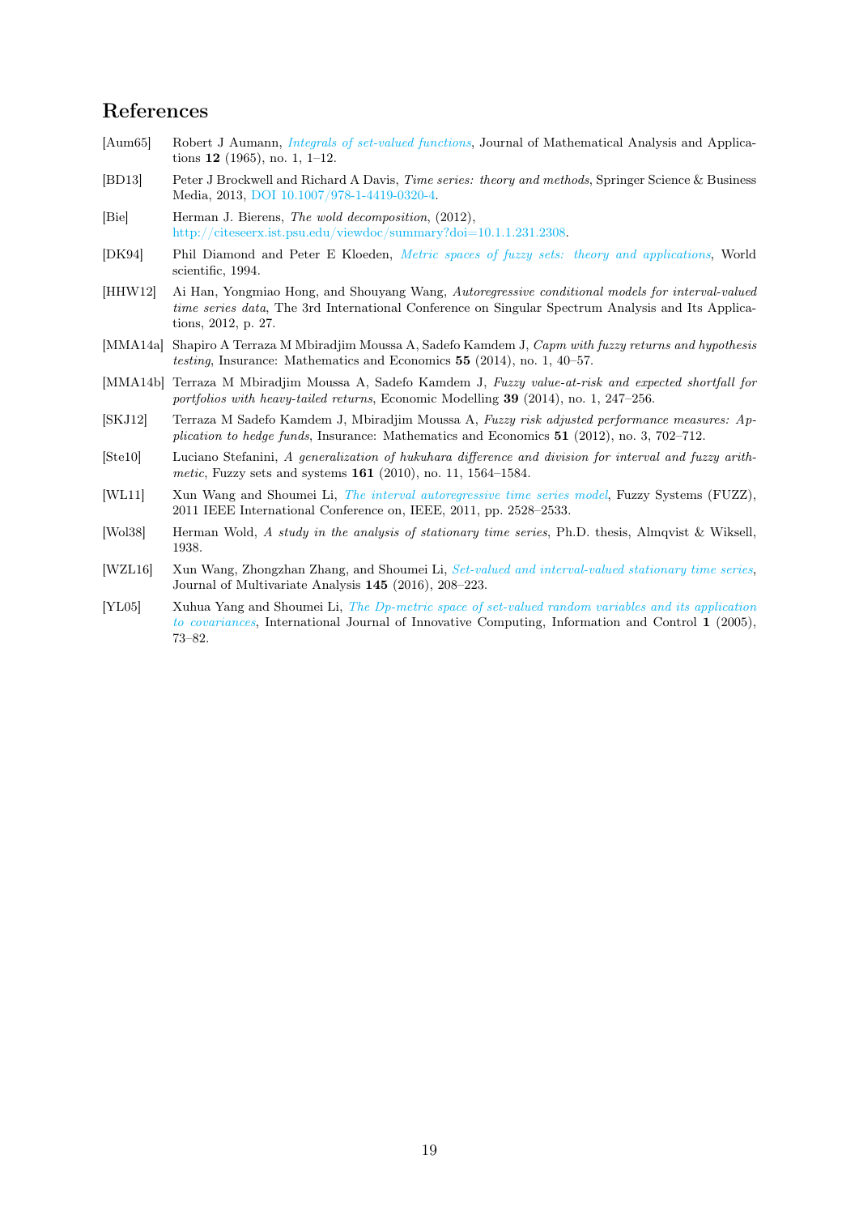# References

[Aum65] Robert J Aumann, *Integrals of set-valued functions*, Journal of Mathematical Analysis and Applications **12** (1965), no. 1, 1–12.

[BD13] Peter J Brockwell and Richard A Davis, *Time series: theory and methods*, Springer Science & Business Media, 2013, DOI 10.1007/978-1-4419-0320-4.

[Bie] Herman J. Bierens, *The wold decomposition*, (2012), http://citeseerx.ist.psu.edu/viewdoc/summary?doi=10.1.1.231.2308.

[DK94] Phil Diamond and Peter E Kloeden, *Metric spaces of fuzzy sets: theory and applications*, World scientific, 1994.

[HHW12] Ai Han, Yongmiao Hong, and Shouyang Wang, *Autoregressive conditional models for interval-valued time series data*, The 3rd International Conference on Singular Spectrum Analysis and Its Applications, 2012, p. 27.

[MMA14a] Shapiro A Terraza M Mbiradjim Moussa A, Sadefo Kamdem J, *Capm with fuzzy returns and hypothesis testing*, Insurance: Mathematics and Economics **55** (2014), no. 1, 40–57.

[MMA14b] Terraza M Mbiradjim Moussa A, Sadefo Kamdem J, *Fuzzy value-at-risk and expected shortfall for portfolios with heavy-tailed returns*, Economic Modelling **39** (2014), no. 1, 247–256.

[SKJ12] Terraza M Sadefo Kamdem J, Mbiradjim Moussa A, *Fuzzy risk adjusted performance measures: Application to hedge funds*, Insurance: Mathematics and Economics **51** (2012), no. 3, 702–712.

[Ste10] Luciano Stefanini, *A generalization of hukuhara difference and division for interval and fuzzy arithmetic*, Fuzzy sets and systems **161** (2010), no. 11, 1564–1584.

[WL11] Xun Wang and Shoumei Li, *The interval autoregressive time series model*, Fuzzy Systems (FUZZ), 2011 IEEE International Conference on, IEEE, 2011, pp. 2528–2533.

[Wol38] Herman Wold, *A study in the analysis of stationary time series*, Ph.D. thesis, Almqvist & Wiksell, 1938.

[WZL16] Xun Wang, Zhongzhan Zhang, and Shoumei Li, *Set-valued and interval-valued stationary time series*, Journal of Multivariate Analysis **145** (2016), 208–223.

[YL05] Xuhua Yang and Shoumei Li, *The Dp-metric space of set-valued random variables and its application to covariances*, International Journal of Innovative Computing, Information and Control **1** (2005), 73–82.